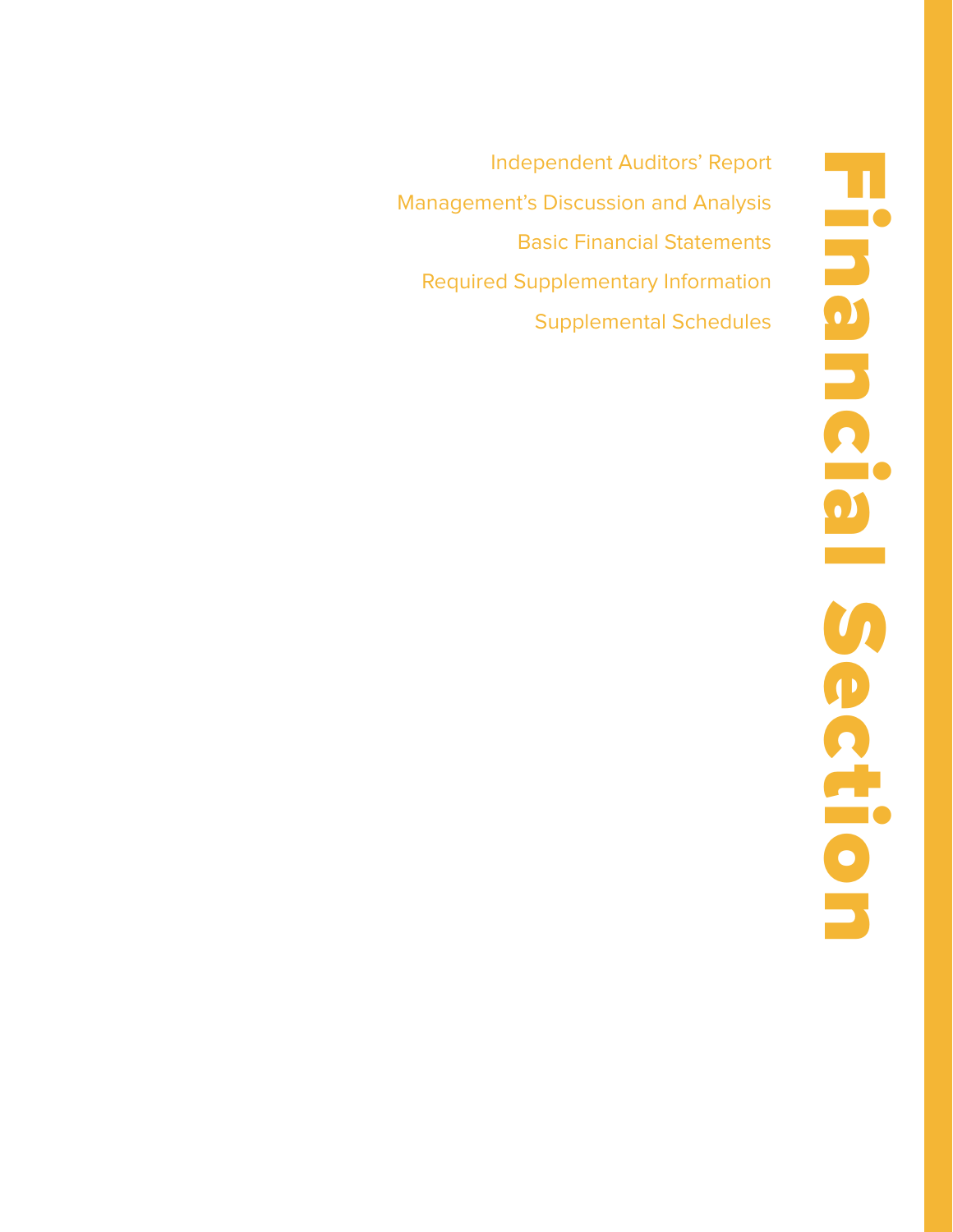# Financial Section

Independent Auditors' Report

Management's Discussion and Analysis

Basic Financial Statements

Required Supplementary Information

Supplemental Schedules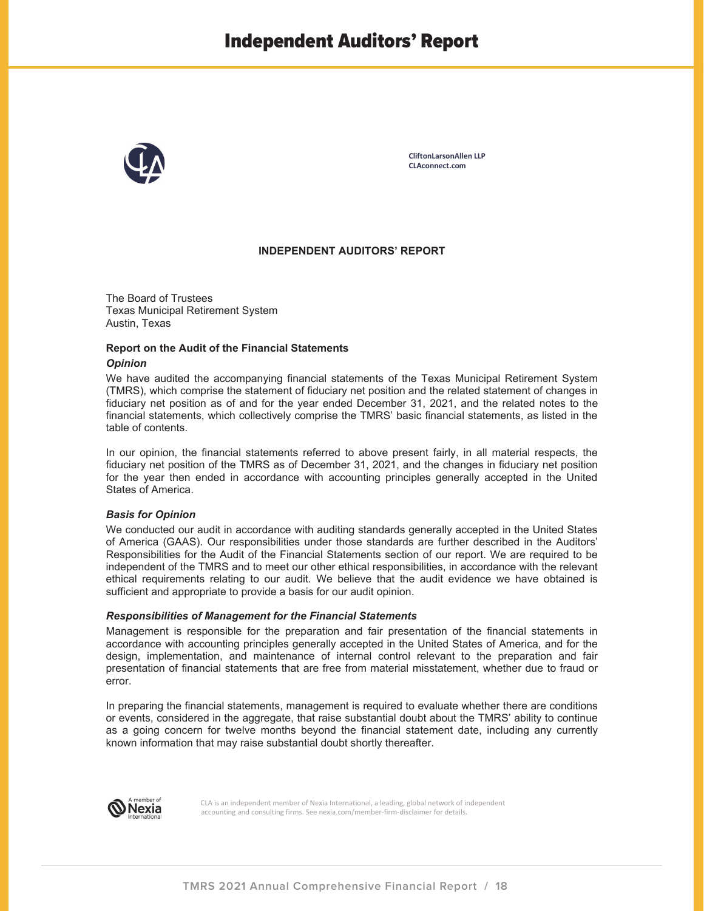# Independent Auditors' Report

CliftonLarsonAllen LLP
CLAconnect.com

## INDEPENDENT AUDITORS' REPORT

The Board of Trustees
Texas Municipal Retirement System
Austin, Texas

### Report on the Audit of the Financial Statements

***Opinion***

We have audited the accompanying financial statements of the Texas Municipal Retirement System (TMRS), which comprise the statement of fiduciary net position and the related statement of changes in fiduciary net position as of and for the year ended December 31, 2021, and the related notes to the financial statements, which collectively comprise the TMRS' basic financial statements, as listed in the table of contents.

In our opinion, the financial statements referred to above present fairly, in all material respects, the fiduciary net position of the TMRS as of December 31, 2021, and the changes in fiduciary net position for the year then ended in accordance with accounting principles generally accepted in the United States of America.

***Basis for Opinion***

We conducted our audit in accordance with auditing standards generally accepted in the United States of America (GAAS). Our responsibilities under those standards are further described in the Auditors' Responsibilities for the Audit of the Financial Statements section of our report. We are required to be independent of the TMRS and to meet our other ethical responsibilities, in accordance with the relevant ethical requirements relating to our audit. We believe that the audit evidence we have obtained is sufficient and appropriate to provide a basis for our audit opinion.

***Responsibilities of Management for the Financial Statements***

Management is responsible for the preparation and fair presentation of the financial statements in accordance with accounting principles generally accepted in the United States of America, and for the design, implementation, and maintenance of internal control relevant to the preparation and fair presentation of financial statements that are free from material misstatement, whether due to fraud or error.

In preparing the financial statements, management is required to evaluate whether there are conditions or events, considered in the aggregate, that raise substantial doubt about the TMRS' ability to continue as a going concern for twelve months beyond the financial statement date, including any currently known information that may raise substantial doubt shortly thereafter.

A member of Nexia International

CLA is an independent member of Nexia International, a leading, global network of independent accounting and consulting firms. See nexia.com/member-firm-disclaimer for details.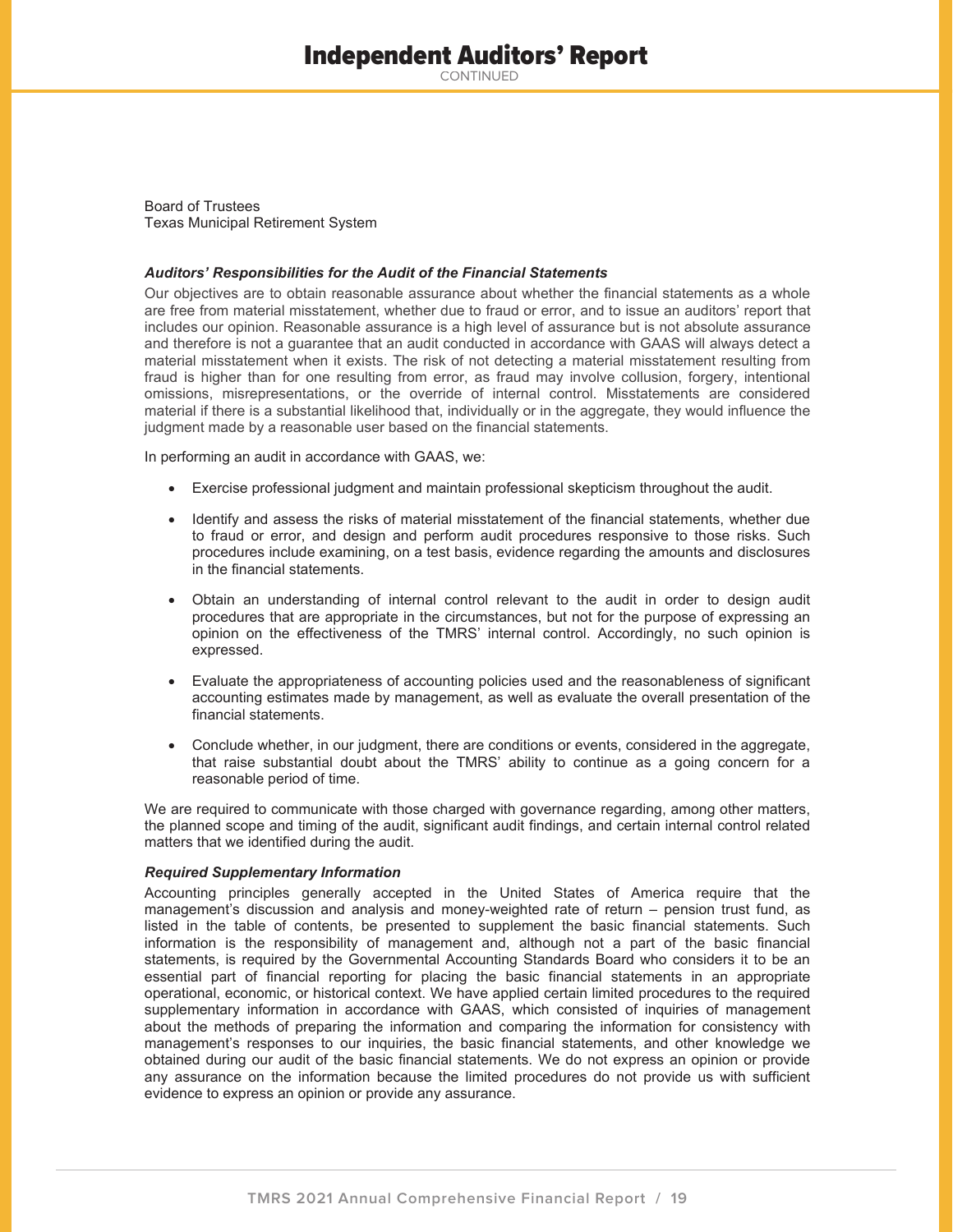# Independent Auditors' Report

CONTINUED

Board of Trustees
Texas Municipal Retirement System

***Auditors' Responsibilities for the Audit of the Financial Statements***

Our objectives are to obtain reasonable assurance about whether the financial statements as a whole are free from material misstatement, whether due to fraud or error, and to issue an auditors' report that includes our opinion. Reasonable assurance is a high level of assurance but is not absolute assurance and therefore is not a guarantee that an audit conducted in accordance with GAAS will always detect a material misstatement when it exists. The risk of not detecting a material misstatement resulting from fraud is higher than for one resulting from error, as fraud may involve collusion, forgery, intentional omissions, misrepresentations, or the override of internal control. Misstatements are considered material if there is a substantial likelihood that, individually or in the aggregate, they would influence the judgment made by a reasonable user based on the financial statements.

In performing an audit in accordance with GAAS, we:

- Exercise professional judgment and maintain professional skepticism throughout the audit.
- Identify and assess the risks of material misstatement of the financial statements, whether due to fraud or error, and design and perform audit procedures responsive to those risks. Such procedures include examining, on a test basis, evidence regarding the amounts and disclosures in the financial statements.
- Obtain an understanding of internal control relevant to the audit in order to design audit procedures that are appropriate in the circumstances, but not for the purpose of expressing an opinion on the effectiveness of the TMRS' internal control. Accordingly, no such opinion is expressed.
- Evaluate the appropriateness of accounting policies used and the reasonableness of significant accounting estimates made by management, as well as evaluate the overall presentation of the financial statements.
- Conclude whether, in our judgment, there are conditions or events, considered in the aggregate, that raise substantial doubt about the TMRS' ability to continue as a going concern for a reasonable period of time.

We are required to communicate with those charged with governance regarding, among other matters, the planned scope and timing of the audit, significant audit findings, and certain internal control related matters that we identified during the audit.

***Required Supplementary Information***

Accounting principles generally accepted in the United States of America require that the management's discussion and analysis and money-weighted rate of return – pension trust fund, as listed in the table of contents, be presented to supplement the basic financial statements. Such information is the responsibility of management and, although not a part of the basic financial statements, is required by the Governmental Accounting Standards Board who considers it to be an essential part of financial reporting for placing the basic financial statements in an appropriate operational, economic, or historical context. We have applied certain limited procedures to the required supplementary information in accordance with GAAS, which consisted of inquiries of management about the methods of preparing the information and comparing the information for consistency with management's responses to our inquiries, the basic financial statements, and other knowledge we obtained during our audit of the basic financial statements. We do not express an opinion or provide any assurance on the information because the limited procedures do not provide us with sufficient evidence to express an opinion or provide any assurance.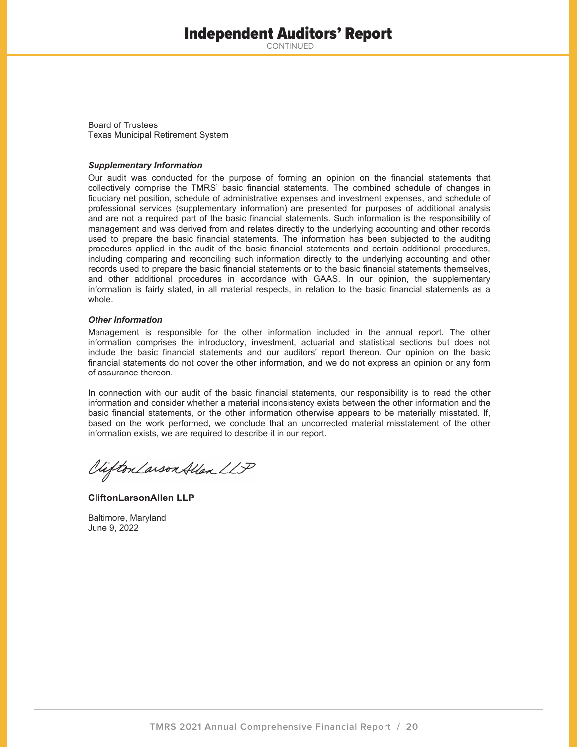# Independent Auditors' Report

CONTINUED

Board of Trustees
Texas Municipal Retirement System

***Supplementary Information***

Our audit was conducted for the purpose of forming an opinion on the financial statements that collectively comprise the TMRS' basic financial statements. The combined schedule of changes in fiduciary net position, schedule of administrative expenses and investment expenses, and schedule of professional services (supplementary information) are presented for purposes of additional analysis and are not a required part of the basic financial statements. Such information is the responsibility of management and was derived from and relates directly to the underlying accounting and other records used to prepare the basic financial statements. The information has been subjected to the auditing procedures applied in the audit of the basic financial statements and certain additional procedures, including comparing and reconciling such information directly to the underlying accounting and other records used to prepare the basic financial statements or to the basic financial statements themselves, and other additional procedures in accordance with GAAS. In our opinion, the supplementary information is fairly stated, in all material respects, in relation to the basic financial statements as a whole.

***Other Information***

Management is responsible for the other information included in the annual report. The other information comprises the introductory, investment, actuarial and statistical sections but does not include the basic financial statements and our auditors' report thereon. Our opinion on the basic financial statements do not cover the other information, and we do not express an opinion or any form of assurance thereon.

In connection with our audit of the basic financial statements, our responsibility is to read the other information and consider whether a material inconsistency exists between the other information and the basic financial statements, or the other information otherwise appears to be materially misstated. If, based on the work performed, we conclude that an uncorrected material misstatement of the other information exists, we are required to describe it in our report.

*CliftonLarsonAllen LLP*

**CliftonLarsonAllen LLP**

Baltimore, Maryland
June 9, 2022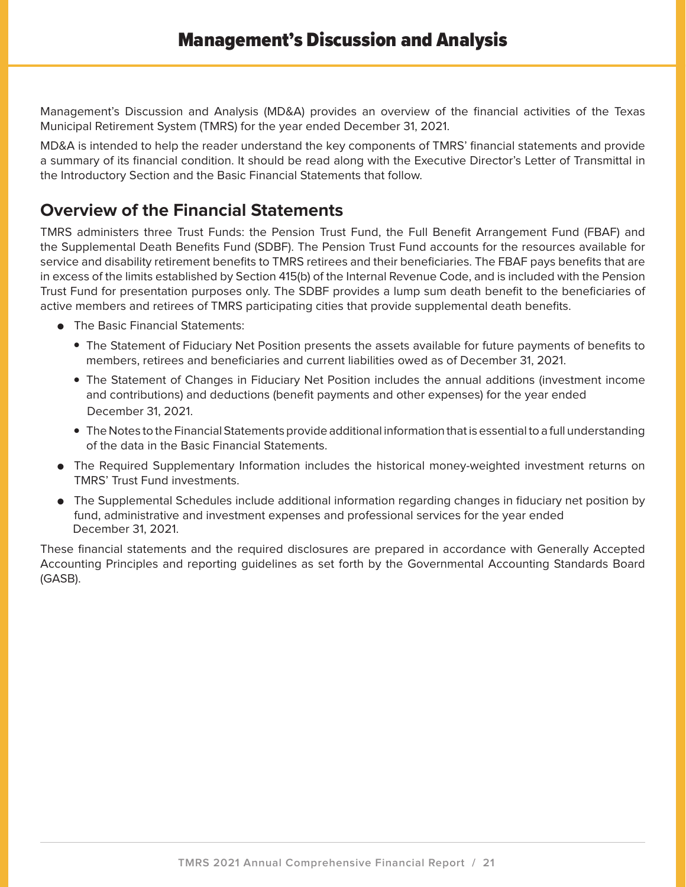# Management's Discussion and Analysis

Management's Discussion and Analysis (MD&A) provides an overview of the financial activities of the Texas Municipal Retirement System (TMRS) for the year ended December 31, 2021.

MD&A is intended to help the reader understand the key components of TMRS' financial statements and provide a summary of its financial condition. It should be read along with the Executive Director's Letter of Transmittal in the Introductory Section and the Basic Financial Statements that follow.

## Overview of the Financial Statements

TMRS administers three Trust Funds: the Pension Trust Fund, the Full Benefit Arrangement Fund (FBAF) and the Supplemental Death Benefits Fund (SDBF). The Pension Trust Fund accounts for the resources available for service and disability retirement benefits to TMRS retirees and their beneficiaries. The FBAF pays benefits that are in excess of the limits established by Section 415(b) of the Internal Revenue Code, and is included with the Pension Trust Fund for presentation purposes only. The SDBF provides a lump sum death benefit to the beneficiaries of active members and retirees of TMRS participating cities that provide supplemental death benefits.

- The Basic Financial Statements:
  - The Statement of Fiduciary Net Position presents the assets available for future payments of benefits to members, retirees and beneficiaries and current liabilities owed as of December 31, 2021.
  - The Statement of Changes in Fiduciary Net Position includes the annual additions (investment income and contributions) and deductions (benefit payments and other expenses) for the year ended December 31, 2021.
  - The Notes to the Financial Statements provide additional information that is essential to a full understanding of the data in the Basic Financial Statements.
- The Required Supplementary Information includes the historical money-weighted investment returns on TMRS' Trust Fund investments.
- The Supplemental Schedules include additional information regarding changes in fiduciary net position by fund, administrative and investment expenses and professional services for the year ended December 31, 2021.

These financial statements and the required disclosures are prepared in accordance with Generally Accepted Accounting Principles and reporting guidelines as set forth by the Governmental Accounting Standards Board (GASB).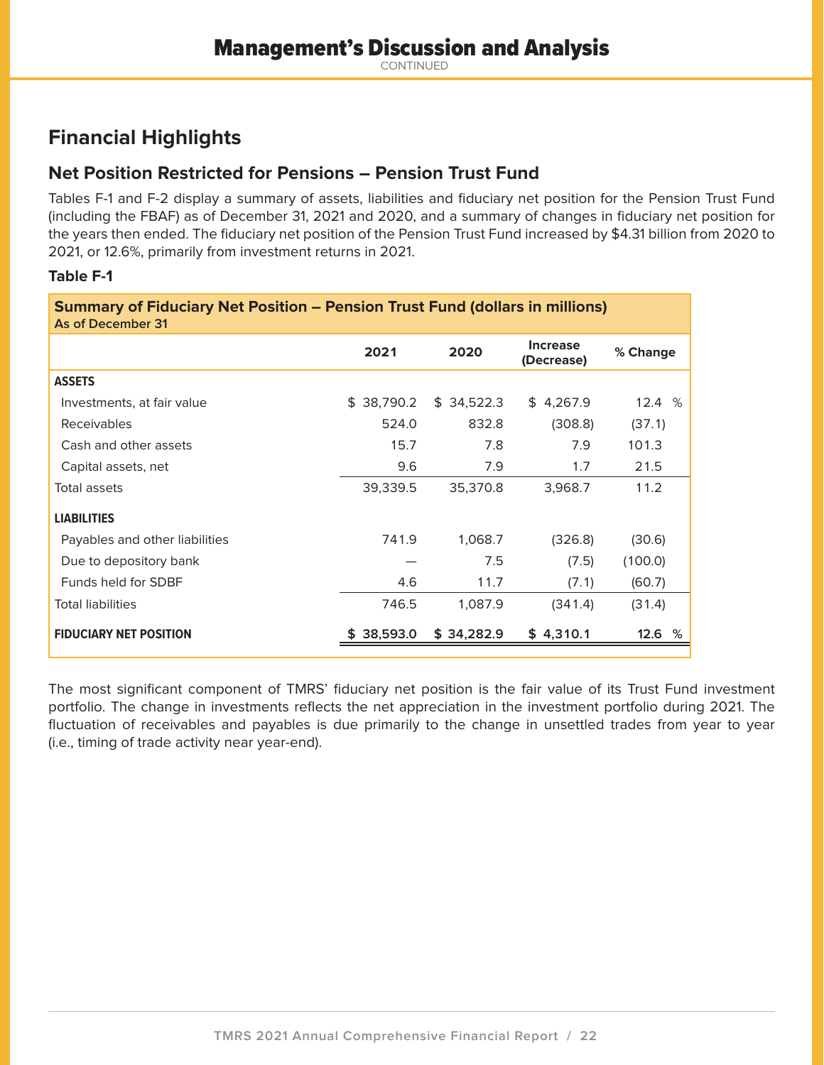# Financial Highlights

## Net Position Restricted for Pensions – Pension Trust Fund

Tables F-1 and F-2 display a summary of assets, liabilities and fiduciary net position for the Pension Trust Fund (including the FBAF) as of December 31, 2021 and 2020, and a summary of changes in fiduciary net position for the years then ended. The fiduciary net position of the Pension Trust Fund increased by $4.31 billion from 2020 to 2021, or 12.6%, primarily from investment returns in 2021.

### Table F-1

**Summary of Fiduciary Net Position – Pension Trust Fund (dollars in millions)**
**As of December 31**

| | 2021 | 2020 | Increase (Decrease) | % Change |
|---|---|---|---|---|
| **ASSETS** | | | | |
| Investments, at fair value | $ 38,790.2 | $ 34,522.3 | $ 4,267.9 | 12.4 % |
| Receivables | 524.0 | 832.8 | (308.8) | (37.1) |
| Cash and other assets | 15.7 | 7.8 | 7.9 | 101.3 |
| Capital assets, net | 9.6 | 7.9 | 1.7 | 21.5 |
| Total assets | 39,339.5 | 35,370.8 | 3,968.7 | 11.2 |
| **LIABILITIES** | | | | |
| Payables and other liabilities | 741.9 | 1,068.7 | (326.8) | (30.6) |
| Due to depository bank | — | 7.5 | (7.5) | (100.0) |
| Funds held for SDBF | 4.6 | 11.7 | (7.1) | (60.7) |
| Total liabilities | 746.5 | 1,087.9 | (341.4) | (31.4) |
| **FIDUCIARY NET POSITION** | **$ 38,593.0** | **$ 34,282.9** | **$ 4,310.1** | **12.6 %** |

The most significant component of TMRS' fiduciary net position is the fair value of its Trust Fund investment portfolio. The change in investments reflects the net appreciation in the investment portfolio during 2021. The fluctuation of receivables and payables is due primarily to the change in unsettled trades from year to year (i.e., timing of trade activity near year-end).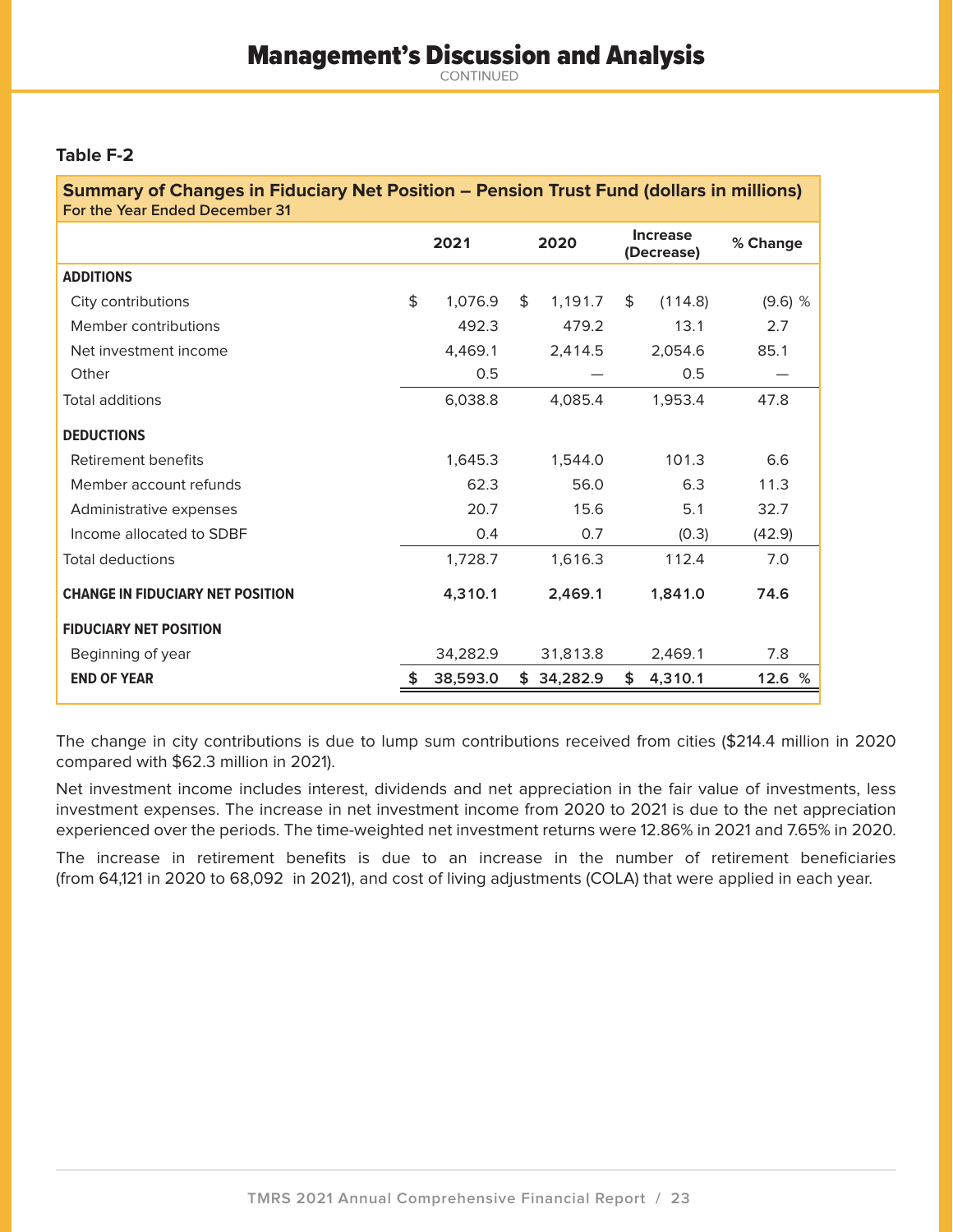# Management's Discussion and Analysis

CONTINUED

### Table F-2

| **Summary of Changes in Fiduciary Net Position – Pension Trust Fund (dollars in millions)**<br>**For the Year Ended December 31** | | | | |
|---|---|---|---|---|
| | **2021** | **2020** | **Increase (Decrease)** | **% Change** |
| **ADDITIONS** | | | | |
| City contributions | $ 1,076.9 | $ 1,191.7 | $ (114.8) | (9.6) % |
| Member contributions | 492.3 | 479.2 | 13.1 | 2.7 |
| Net investment income | 4,469.1 | 2,414.5 | 2,054.6 | 85.1 |
| Other | 0.5 | — | 0.5 | — |
| Total additions | 6,038.8 | 4,085.4 | 1,953.4 | 47.8 |
| **DEDUCTIONS** | | | | |
| Retirement benefits | 1,645.3 | 1,544.0 | 101.3 | 6.6 |
| Member account refunds | 62.3 | 56.0 | 6.3 | 11.3 |
| Administrative expenses | 20.7 | 15.6 | 5.1 | 32.7 |
| Income allocated to SDBF | 0.4 | 0.7 | (0.3) | (42.9) |
| Total deductions | 1,728.7 | 1,616.3 | 112.4 | 7.0 |
| **CHANGE IN FIDUCIARY NET POSITION** | **4,310.1** | **2,469.1** | **1,841.0** | **74.6** |
| **FIDUCIARY NET POSITION** | | | | |
| Beginning of year | 34,282.9 | 31,813.8 | 2,469.1 | 7.8 |
| **END OF YEAR** | **$ 38,593.0** | **$ 34,282.9** | **$ 4,310.1** | **12.6 %** |

The change in city contributions is due to lump sum contributions received from cities ($214.4 million in 2020 compared with $62.3 million in 2021).

Net investment income includes interest, dividends and net appreciation in the fair value of investments, less investment expenses. The increase in net investment income from 2020 to 2021 is due to the net appreciation experienced over the periods. The time-weighted net investment returns were 12.86% in 2021 and 7.65% in 2020.

The increase in retirement benefits is due to an increase in the number of retirement beneficiaries (from 64,121 in 2020 to 68,092 in 2021), and cost of living adjustments (COLA) that were applied in each year.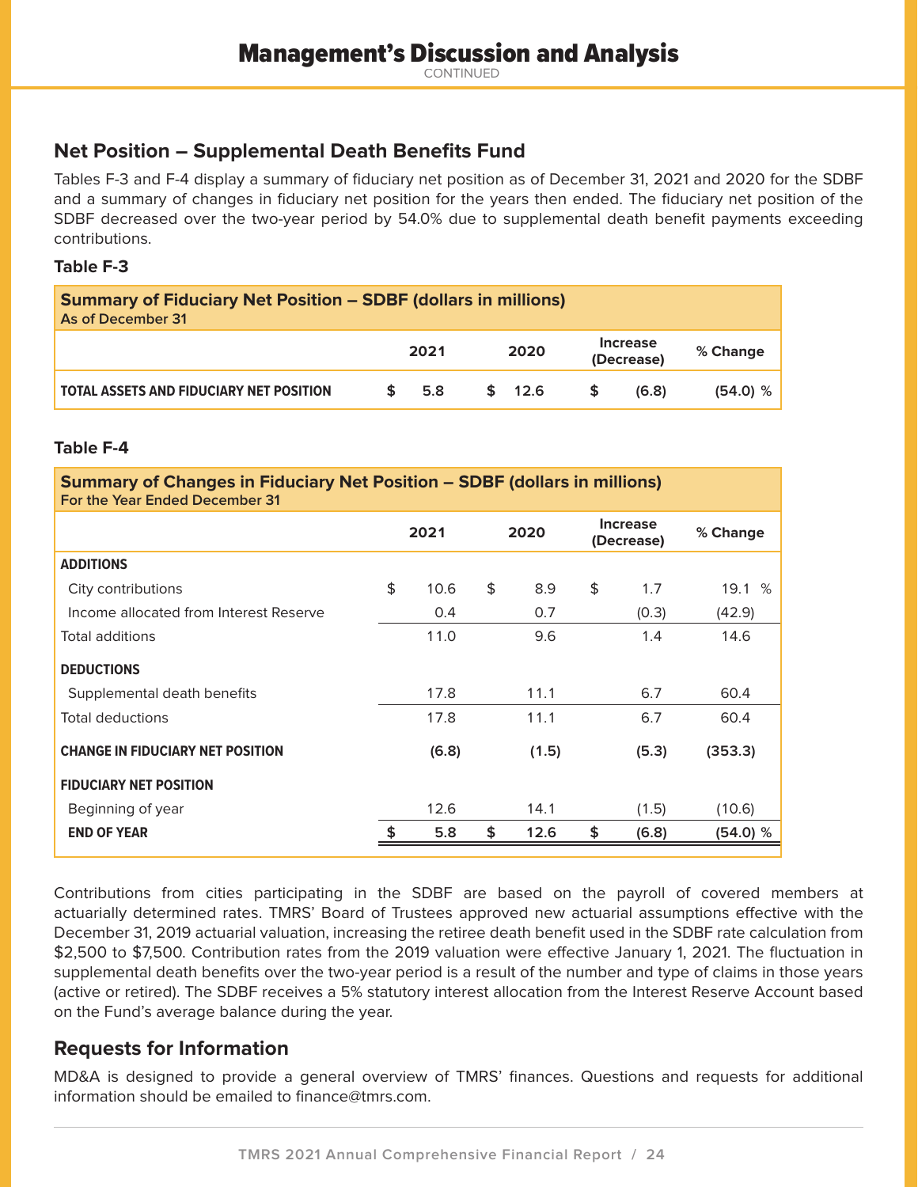# Management's Discussion and Analysis

CONTINUED

## Net Position – Supplemental Death Benefits Fund

Tables F-3 and F-4 display a summary of fiduciary net position as of December 31, 2021 and 2020 for the SDBF and a summary of changes in fiduciary net position for the years then ended. The fiduciary net position of the SDBF decreased over the two-year period by 54.0% due to supplemental death benefit payments exceeding contributions.

**Table F-3**

| **Summary of Fiduciary Net Position – SDBF (dollars in millions)**<br>As of December 31 | | | | |
|---|---|---|---|---|
| | **2021** | **2020** | **Increase (Decrease)** | **% Change** |
| **TOTAL ASSETS AND FIDUCIARY NET POSITION** | **$ 5.8** | **$ 12.6** | **$ (6.8)** | **(54.0) %** |

**Table F-4**

| **Summary of Changes in Fiduciary Net Position – SDBF (dollars in millions)**<br>For the Year Ended December 31 | | | | |
|---|---|---|---|---|
| | **2021** | **2020** | **Increase (Decrease)** | **% Change** |
| **ADDITIONS** | | | | |
| City contributions | $ 10.6 | $ 8.9 | $ 1.7 | 19.1 % |
| Income allocated from Interest Reserve | 0.4 | 0.7 | (0.3) | (42.9) |
| Total additions | 11.0 | 9.6 | 1.4 | 14.6 |
| **DEDUCTIONS** | | | | |
| Supplemental death benefits | 17.8 | 11.1 | 6.7 | 60.4 |
| Total deductions | 17.8 | 11.1 | 6.7 | 60.4 |
| **CHANGE IN FIDUCIARY NET POSITION** | **(6.8)** | **(1.5)** | **(5.3)** | **(353.3)** |
| **FIDUCIARY NET POSITION** | | | | |
| Beginning of year | 12.6 | 14.1 | (1.5) | (10.6) |
| **END OF YEAR** | **$ 5.8** | **$ 12.6** | **$ (6.8)** | **(54.0) %** |

Contributions from cities participating in the SDBF are based on the payroll of covered members at actuarially determined rates. TMRS' Board of Trustees approved new actuarial assumptions effective with the December 31, 2019 actuarial valuation, increasing the retiree death benefit used in the SDBF rate calculation from $2,500 to $7,500. Contribution rates from the 2019 valuation were effective January 1, 2021. The fluctuation in supplemental death benefits over the two-year period is a result of the number and type of claims in those years (active or retired). The SDBF receives a 5% statutory interest allocation from the Interest Reserve Account based on the Fund's average balance during the year.

## Requests for Information

MD&A is designed to provide a general overview of TMRS' finances. Questions and requests for additional information should be emailed to finance@tmrs.com.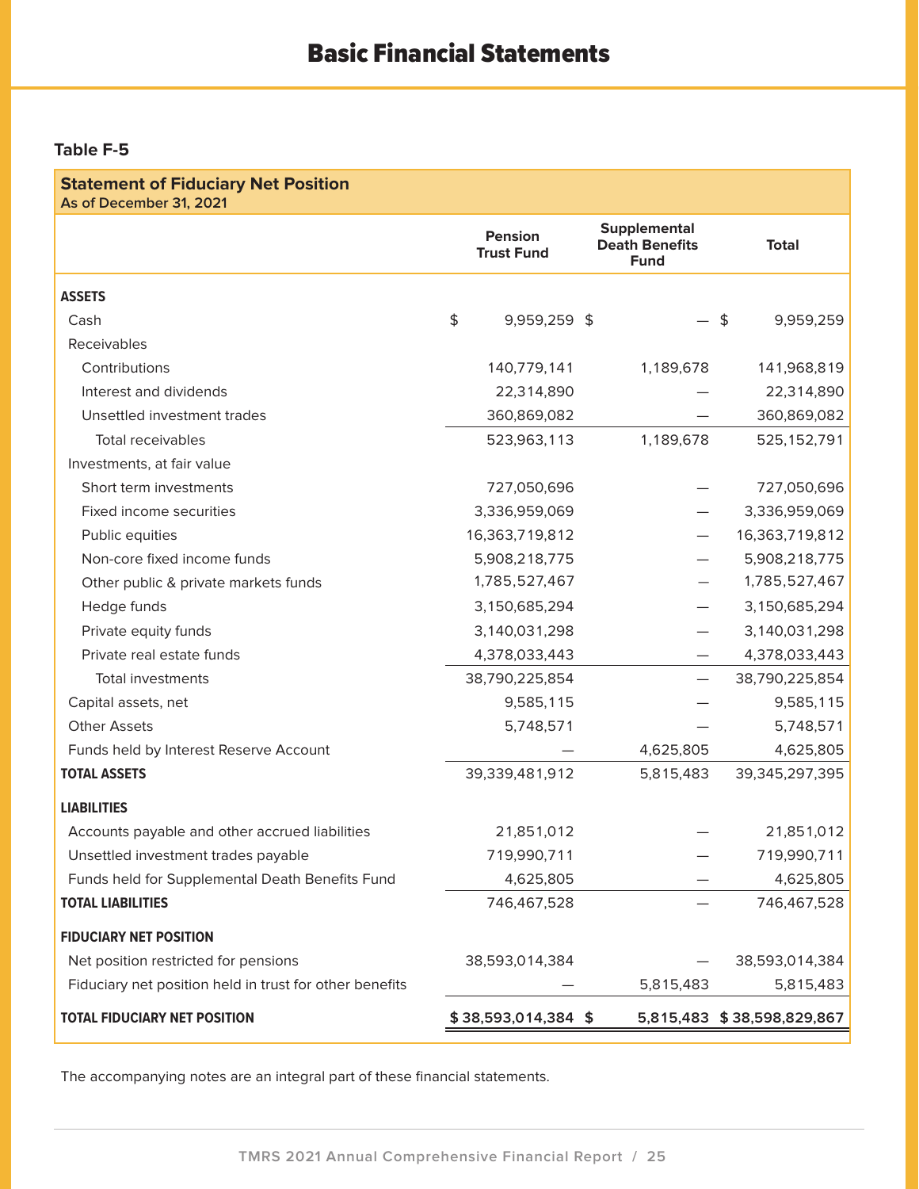# Basic Financial Statements

**Table F-5**

**Statement of Fiduciary Net Position**
**As of December 31, 2021**

| | Pension Trust Fund | Supplemental Death Benefits Fund | Total |
|---|---|---|---|
| **ASSETS** | | | |
| Cash | $ 9,959,259 | $ — | $ 9,959,259 |
| Receivables | | | |
| Contributions | 140,779,141 | 1,189,678 | 141,968,819 |
| Interest and dividends | 22,314,890 | — | 22,314,890 |
| Unsettled investment trades | 360,869,082 | — | 360,869,082 |
| Total receivables | 523,963,113 | 1,189,678 | 525,152,791 |
| Investments, at fair value | | | |
| Short term investments | 727,050,696 | — | 727,050,696 |
| Fixed income securities | 3,336,959,069 | — | 3,336,959,069 |
| Public equities | 16,363,719,812 | — | 16,363,719,812 |
| Non-core fixed income funds | 5,908,218,775 | — | 5,908,218,775 |
| Other public & private markets funds | 1,785,527,467 | — | 1,785,527,467 |
| Hedge funds | 3,150,685,294 | — | 3,150,685,294 |
| Private equity funds | 3,140,031,298 | — | 3,140,031,298 |
| Private real estate funds | 4,378,033,443 | — | 4,378,033,443 |
| Total investments | 38,790,225,854 | — | 38,790,225,854 |
| Capital assets, net | 9,585,115 | — | 9,585,115 |
| Other Assets | 5,748,571 | — | 5,748,571 |
| Funds held by Interest Reserve Account | — | 4,625,805 | 4,625,805 |
| **TOTAL ASSETS** | 39,339,481,912 | 5,815,483 | 39,345,297,395 |
| **LIABILITIES** | | | |
| Accounts payable and other accrued liabilities | 21,851,012 | — | 21,851,012 |
| Unsettled investment trades payable | 719,990,711 | — | 719,990,711 |
| Funds held for Supplemental Death Benefits Fund | 4,625,805 | — | 4,625,805 |
| **TOTAL LIABILITIES** | 746,467,528 | — | 746,467,528 |
| **FIDUCIARY NET POSITION** | | | |
| Net position restricted for pensions | 38,593,014,384 | — | 38,593,014,384 |
| Fiduciary net position held in trust for other benefits | — | 5,815,483 | 5,815,483 |
| **TOTAL FIDUCIARY NET POSITION** | **$ 38,593,014,384** | **$ 5,815,483** | **$ 38,598,829,867** |

The accompanying notes are an integral part of these financial statements.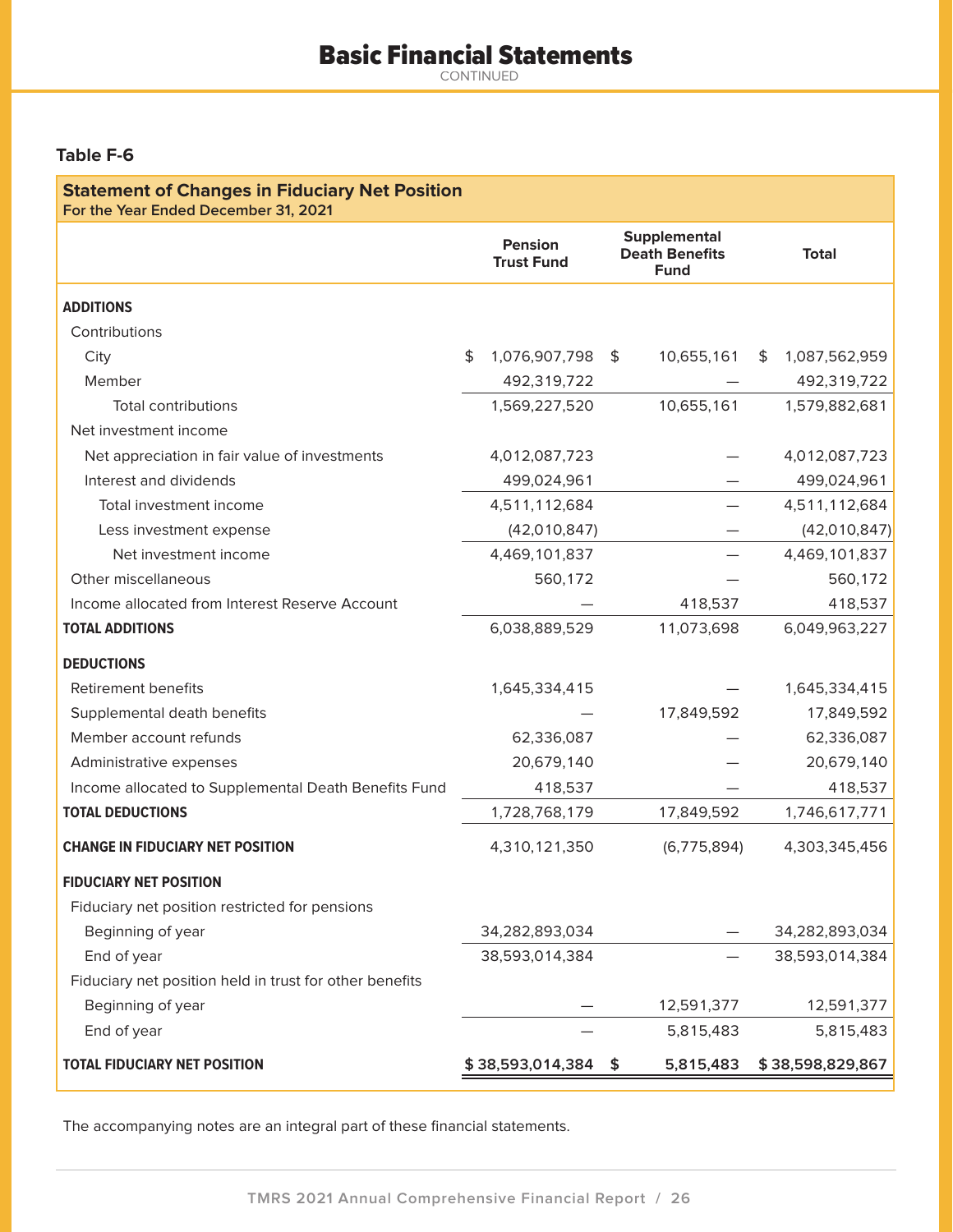# Basic Financial Statements

CONTINUED

### Table F-6

**Statement of Changes in Fiduciary Net Position**
**For the Year Ended December 31, 2021**

| | Pension Trust Fund | Supplemental Death Benefits Fund | Total |
|---|---|---|---|
| **ADDITIONS** | | | |
| Contributions | | | |
| City | $ 1,076,907,798 | $ 10,655,161 | $ 1,087,562,959 |
| Member | 492,319,722 | — | 492,319,722 |
| Total contributions | 1,569,227,520 | 10,655,161 | 1,579,882,681 |
| Net investment income | | | |
| Net appreciation in fair value of investments | 4,012,087,723 | — | 4,012,087,723 |
| Interest and dividends | 499,024,961 | — | 499,024,961 |
| Total investment income | 4,511,112,684 | — | 4,511,112,684 |
| Less investment expense | (42,010,847) | — | (42,010,847) |
| Net investment income | 4,469,101,837 | — | 4,469,101,837 |
| Other miscellaneous | 560,172 | — | 560,172 |
| Income allocated from Interest Reserve Account | — | 418,537 | 418,537 |
| **TOTAL ADDITIONS** | 6,038,889,529 | 11,073,698 | 6,049,963,227 |
| **DEDUCTIONS** | | | |
| Retirement benefits | 1,645,334,415 | — | 1,645,334,415 |
| Supplemental death benefits | — | 17,849,592 | 17,849,592 |
| Member account refunds | 62,336,087 | — | 62,336,087 |
| Administrative expenses | 20,679,140 | — | 20,679,140 |
| Income allocated to Supplemental Death Benefits Fund | 418,537 | — | 418,537 |
| **TOTAL DEDUCTIONS** | 1,728,768,179 | 17,849,592 | 1,746,617,771 |
| **CHANGE IN FIDUCIARY NET POSITION** | 4,310,121,350 | (6,775,894) | 4,303,345,456 |
| **FIDUCIARY NET POSITION** | | | |
| Fiduciary net position restricted for pensions | | | |
| Beginning of year | 34,282,893,034 | — | 34,282,893,034 |
| End of year | 38,593,014,384 | — | 38,593,014,384 |
| Fiduciary net position held in trust for other benefits | | | |
| Beginning of year | — | 12,591,377 | 12,591,377 |
| End of year | — | 5,815,483 | 5,815,483 |
| **TOTAL FIDUCIARY NET POSITION** | **$ 38,593,014,384** | **$ 5,815,483** | **$ 38,598,829,867** |

The accompanying notes are an integral part of these financial statements.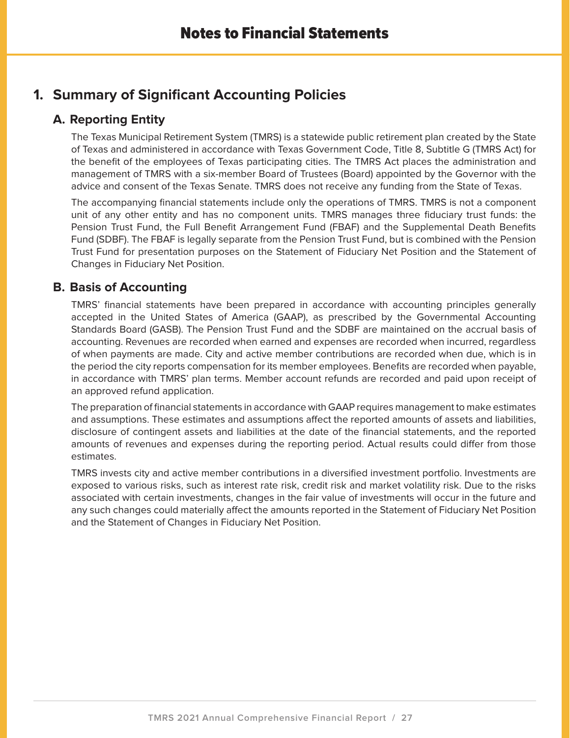# Notes to Financial Statements

## 1. Summary of Significant Accounting Policies

### A. Reporting Entity

The Texas Municipal Retirement System (TMRS) is a statewide public retirement plan created by the State of Texas and administered in accordance with Texas Government Code, Title 8, Subtitle G (TMRS Act) for the benefit of the employees of Texas participating cities. The TMRS Act places the administration and management of TMRS with a six-member Board of Trustees (Board) appointed by the Governor with the advice and consent of the Texas Senate. TMRS does not receive any funding from the State of Texas.

The accompanying financial statements include only the operations of TMRS. TMRS is not a component unit of any other entity and has no component units. TMRS manages three fiduciary trust funds: the Pension Trust Fund, the Full Benefit Arrangement Fund (FBAF) and the Supplemental Death Benefits Fund (SDBF). The FBAF is legally separate from the Pension Trust Fund, but is combined with the Pension Trust Fund for presentation purposes on the Statement of Fiduciary Net Position and the Statement of Changes in Fiduciary Net Position.

### B. Basis of Accounting

TMRS' financial statements have been prepared in accordance with accounting principles generally accepted in the United States of America (GAAP), as prescribed by the Governmental Accounting Standards Board (GASB). The Pension Trust Fund and the SDBF are maintained on the accrual basis of accounting. Revenues are recorded when earned and expenses are recorded when incurred, regardless of when payments are made. City and active member contributions are recorded when due, which is in the period the city reports compensation for its member employees. Benefits are recorded when payable, in accordance with TMRS' plan terms. Member account refunds are recorded and paid upon receipt of an approved refund application.

The preparation of financial statements in accordance with GAAP requires management to make estimates and assumptions. These estimates and assumptions affect the reported amounts of assets and liabilities, disclosure of contingent assets and liabilities at the date of the financial statements, and the reported amounts of revenues and expenses during the reporting period. Actual results could differ from those estimates.

TMRS invests city and active member contributions in a diversified investment portfolio. Investments are exposed to various risks, such as interest rate risk, credit risk and market volatility risk. Due to the risks associated with certain investments, changes in the fair value of investments will occur in the future and any such changes could materially affect the amounts reported in the Statement of Fiduciary Net Position and the Statement of Changes in Fiduciary Net Position.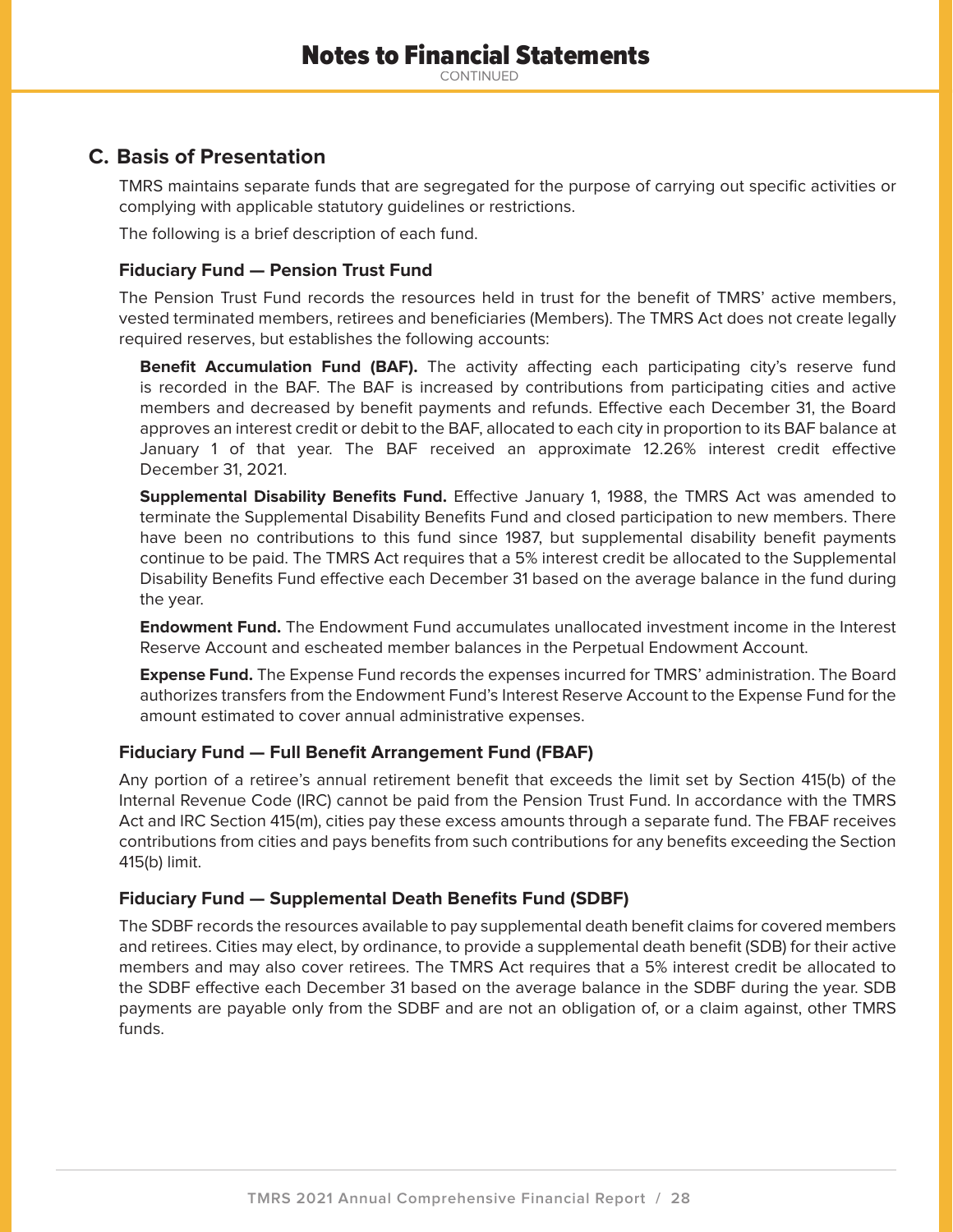# Notes to Financial Statements

CONTINUED

## C. Basis of Presentation

TMRS maintains separate funds that are segregated for the purpose of carrying out specific activities or complying with applicable statutory guidelines or restrictions.

The following is a brief description of each fund.

### Fiduciary Fund — Pension Trust Fund

The Pension Trust Fund records the resources held in trust for the benefit of TMRS' active members, vested terminated members, retirees and beneficiaries (Members). The TMRS Act does not create legally required reserves, but establishes the following accounts:

**Benefit Accumulation Fund (BAF).** The activity affecting each participating city's reserve fund is recorded in the BAF. The BAF is increased by contributions from participating cities and active members and decreased by benefit payments and refunds. Effective each December 31, the Board approves an interest credit or debit to the BAF, allocated to each city in proportion to its BAF balance at January 1 of that year. The BAF received an approximate 12.26% interest credit effective December 31, 2021.

**Supplemental Disability Benefits Fund.** Effective January 1, 1988, the TMRS Act was amended to terminate the Supplemental Disability Benefits Fund and closed participation to new members. There have been no contributions to this fund since 1987, but supplemental disability benefit payments continue to be paid. The TMRS Act requires that a 5% interest credit be allocated to the Supplemental Disability Benefits Fund effective each December 31 based on the average balance in the fund during the year.

**Endowment Fund.** The Endowment Fund accumulates unallocated investment income in the Interest Reserve Account and escheated member balances in the Perpetual Endowment Account.

**Expense Fund.** The Expense Fund records the expenses incurred for TMRS' administration. The Board authorizes transfers from the Endowment Fund's Interest Reserve Account to the Expense Fund for the amount estimated to cover annual administrative expenses.

### Fiduciary Fund — Full Benefit Arrangement Fund (FBAF)

Any portion of a retiree's annual retirement benefit that exceeds the limit set by Section 415(b) of the Internal Revenue Code (IRC) cannot be paid from the Pension Trust Fund. In accordance with the TMRS Act and IRC Section 415(m), cities pay these excess amounts through a separate fund. The FBAF receives contributions from cities and pays benefits from such contributions for any benefits exceeding the Section 415(b) limit.

### Fiduciary Fund — Supplemental Death Benefits Fund (SDBF)

The SDBF records the resources available to pay supplemental death benefit claims for covered members and retirees. Cities may elect, by ordinance, to provide a supplemental death benefit (SDB) for their active members and may also cover retirees. The TMRS Act requires that a 5% interest credit be allocated to the SDBF effective each December 31 based on the average balance in the SDBF during the year. SDB payments are payable only from the SDBF and are not an obligation of, or a claim against, other TMRS funds.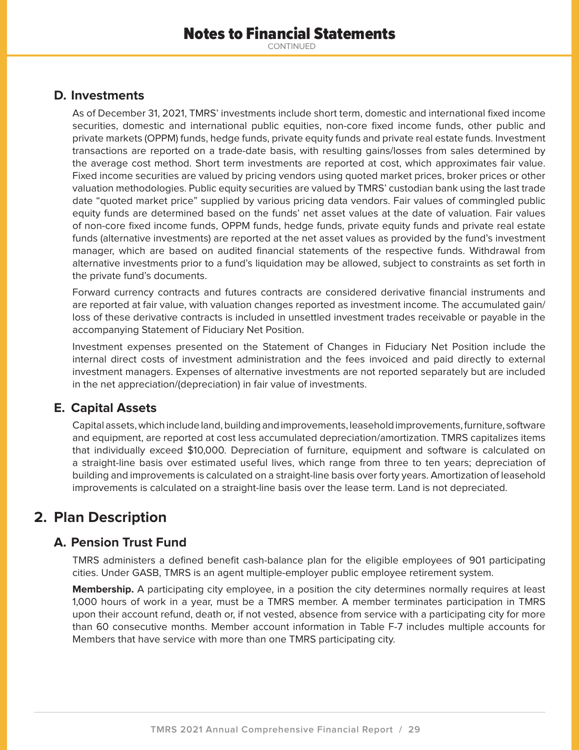### D. Investments

As of December 31, 2021, TMRS' investments include short term, domestic and international fixed income securities, domestic and international public equities, non-core fixed income funds, other public and private markets (OPPM) funds, hedge funds, private equity funds and private real estate funds. Investment transactions are reported on a trade-date basis, with resulting gains/losses from sales determined by the average cost method. Short term investments are reported at cost, which approximates fair value. Fixed income securities are valued by pricing vendors using quoted market prices, broker prices or other valuation methodologies. Public equity securities are valued by TMRS' custodian bank using the last trade date "quoted market price" supplied by various pricing data vendors. Fair values of commingled public equity funds are determined based on the funds' net asset values at the date of valuation. Fair values of non-core fixed income funds, OPPM funds, hedge funds, private equity funds and private real estate funds (alternative investments) are reported at the net asset values as provided by the fund's investment manager, which are based on audited financial statements of the respective funds. Withdrawal from alternative investments prior to a fund's liquidation may be allowed, subject to constraints as set forth in the private fund's documents.

Forward currency contracts and futures contracts are considered derivative financial instruments and are reported at fair value, with valuation changes reported as investment income. The accumulated gain/loss of these derivative contracts is included in unsettled investment trades receivable or payable in the accompanying Statement of Fiduciary Net Position.

Investment expenses presented on the Statement of Changes in Fiduciary Net Position include the internal direct costs of investment administration and the fees invoiced and paid directly to external investment managers. Expenses of alternative investments are not reported separately but are included in the net appreciation/(depreciation) in fair value of investments.

### E. Capital Assets

Capital assets, which include land, building and improvements, leasehold improvements, furniture, software and equipment, are reported at cost less accumulated depreciation/amortization. TMRS capitalizes items that individually exceed $10,000. Depreciation of furniture, equipment and software is calculated on a straight-line basis over estimated useful lives, which range from three to ten years; depreciation of building and improvements is calculated on a straight-line basis over forty years. Amortization of leasehold improvements is calculated on a straight-line basis over the lease term. Land is not depreciated.

## 2. Plan Description

### A. Pension Trust Fund

TMRS administers a defined benefit cash-balance plan for the eligible employees of 901 participating cities. Under GASB, TMRS is an agent multiple-employer public employee retirement system.

**Membership.** A participating city employee, in a position the city determines normally requires at least 1,000 hours of work in a year, must be a TMRS member. A member terminates participation in TMRS upon their account refund, death or, if not vested, absence from service with a participating city for more than 60 consecutive months. Member account information in Table F-7 includes multiple accounts for Members that have service with more than one TMRS participating city.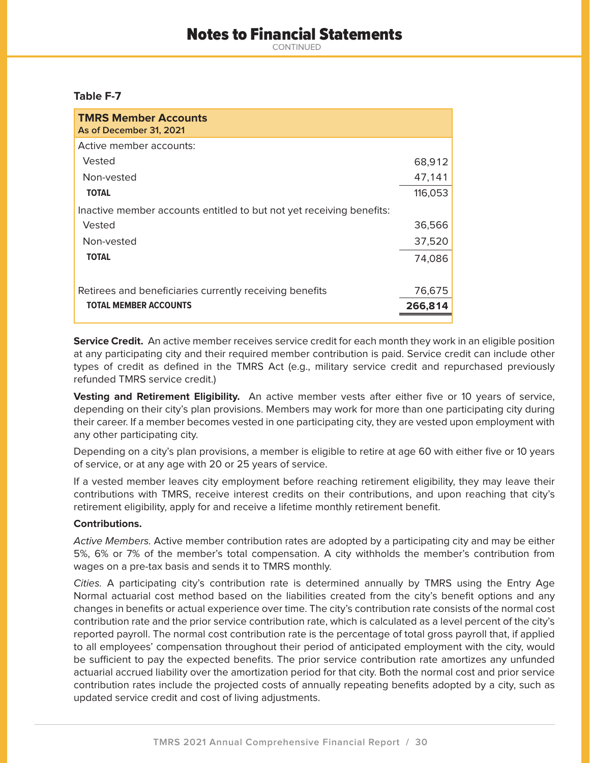## Table F-7

| TMRS Member Accounts<br>As of December 31, 2021 | |
|---|---|
| Active member accounts: | |
| Vested | 68,912 |
| Non-vested | 47,141 |
| **TOTAL** | 116,053 |
| Inactive member accounts entitled to but not yet receiving benefits: | |
| Vested | 36,566 |
| Non-vested | 37,520 |
| **TOTAL** | 74,086 |
| Retirees and beneficiaries currently receiving benefits | 76,675 |
| **TOTAL MEMBER ACCOUNTS** | **266,814** |

**Service Credit.** An active member receives service credit for each month they work in an eligible position at any participating city and their required member contribution is paid. Service credit can include other types of credit as defined in the TMRS Act (e.g., military service credit and repurchased previously refunded TMRS service credit.)

**Vesting and Retirement Eligibility.** An active member vests after either five or 10 years of service, depending on their city's plan provisions. Members may work for more than one participating city during their career. If a member becomes vested in one participating city, they are vested upon employment with any other participating city.

Depending on a city's plan provisions, a member is eligible to retire at age 60 with either five or 10 years of service, or at any age with 20 or 25 years of service.

If a vested member leaves city employment before reaching retirement eligibility, they may leave their contributions with TMRS, receive interest credits on their contributions, and upon reaching that city's retirement eligibility, apply for and receive a lifetime monthly retirement benefit.

**Contributions.**

*Active Members.* Active member contribution rates are adopted by a participating city and may be either 5%, 6% or 7% of the member's total compensation. A city withholds the member's contribution from wages on a pre-tax basis and sends it to TMRS monthly.

*Cities.* A participating city's contribution rate is determined annually by TMRS using the Entry Age Normal actuarial cost method based on the liabilities created from the city's benefit options and any changes in benefits or actual experience over time. The city's contribution rate consists of the normal cost contribution rate and the prior service contribution rate, which is calculated as a level percent of the city's reported payroll. The normal cost contribution rate is the percentage of total gross payroll that, if applied to all employees' compensation throughout their period of anticipated employment with the city, would be sufficient to pay the expected benefits. The prior service contribution rate amortizes any unfunded actuarial accrued liability over the amortization period for that city. Both the normal cost and prior service contribution rates include the projected costs of annually repeating benefits adopted by a city, such as updated service credit and cost of living adjustments.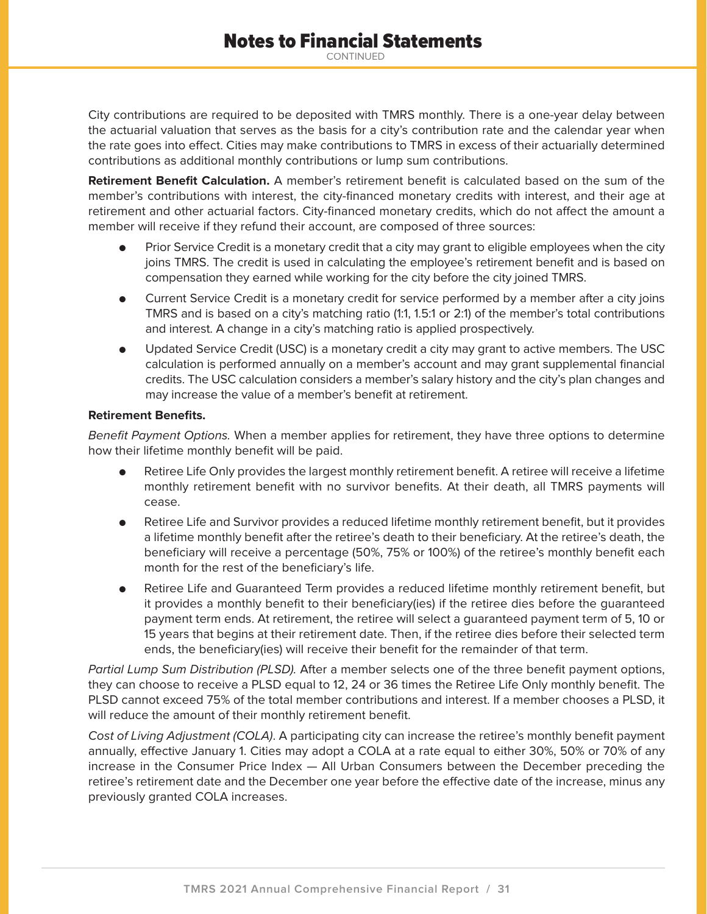City contributions are required to be deposited with TMRS monthly. There is a one-year delay between the actuarial valuation that serves as the basis for a city's contribution rate and the calendar year when the rate goes into effect. Cities may make contributions to TMRS in excess of their actuarially determined contributions as additional monthly contributions or lump sum contributions.

**Retirement Benefit Calculation.** A member's retirement benefit is calculated based on the sum of the member's contributions with interest, the city-financed monetary credits with interest, and their age at retirement and other actuarial factors. City-financed monetary credits, which do not affect the amount a member will receive if they refund their account, are composed of three sources:

- Prior Service Credit is a monetary credit that a city may grant to eligible employees when the city joins TMRS. The credit is used in calculating the employee's retirement benefit and is based on compensation they earned while working for the city before the city joined TMRS.
- Current Service Credit is a monetary credit for service performed by a member after a city joins TMRS and is based on a city's matching ratio (1:1, 1.5:1 or 2:1) of the member's total contributions and interest. A change in a city's matching ratio is applied prospectively.
- Updated Service Credit (USC) is a monetary credit a city may grant to active members. The USC calculation is performed annually on a member's account and may grant supplemental financial credits. The USC calculation considers a member's salary history and the city's plan changes and may increase the value of a member's benefit at retirement.

**Retirement Benefits.**

*Benefit Payment Options.* When a member applies for retirement, they have three options to determine how their lifetime monthly benefit will be paid.

- Retiree Life Only provides the largest monthly retirement benefit. A retiree will receive a lifetime monthly retirement benefit with no survivor benefits. At their death, all TMRS payments will cease.
- Retiree Life and Survivor provides a reduced lifetime monthly retirement benefit, but it provides a lifetime monthly benefit after the retiree's death to their beneficiary. At the retiree's death, the beneficiary will receive a percentage (50%, 75% or 100%) of the retiree's monthly benefit each month for the rest of the beneficiary's life.
- Retiree Life and Guaranteed Term provides a reduced lifetime monthly retirement benefit, but it provides a monthly benefit to their beneficiary(ies) if the retiree dies before the guaranteed payment term ends. At retirement, the retiree will select a guaranteed payment term of 5, 10 or 15 years that begins at their retirement date. Then, if the retiree dies before their selected term ends, the beneficiary(ies) will receive their benefit for the remainder of that term.

*Partial Lump Sum Distribution (PLSD).* After a member selects one of the three benefit payment options, they can choose to receive a PLSD equal to 12, 24 or 36 times the Retiree Life Only monthly benefit. The PLSD cannot exceed 75% of the total member contributions and interest. If a member chooses a PLSD, it will reduce the amount of their monthly retirement benefit.

*Cost of Living Adjustment (COLA).* A participating city can increase the retiree's monthly benefit payment annually, effective January 1. Cities may adopt a COLA at a rate equal to either 30%, 50% or 70% of any increase in the Consumer Price Index — All Urban Consumers between the December preceding the retiree's retirement date and the December one year before the effective date of the increase, minus any previously granted COLA increases.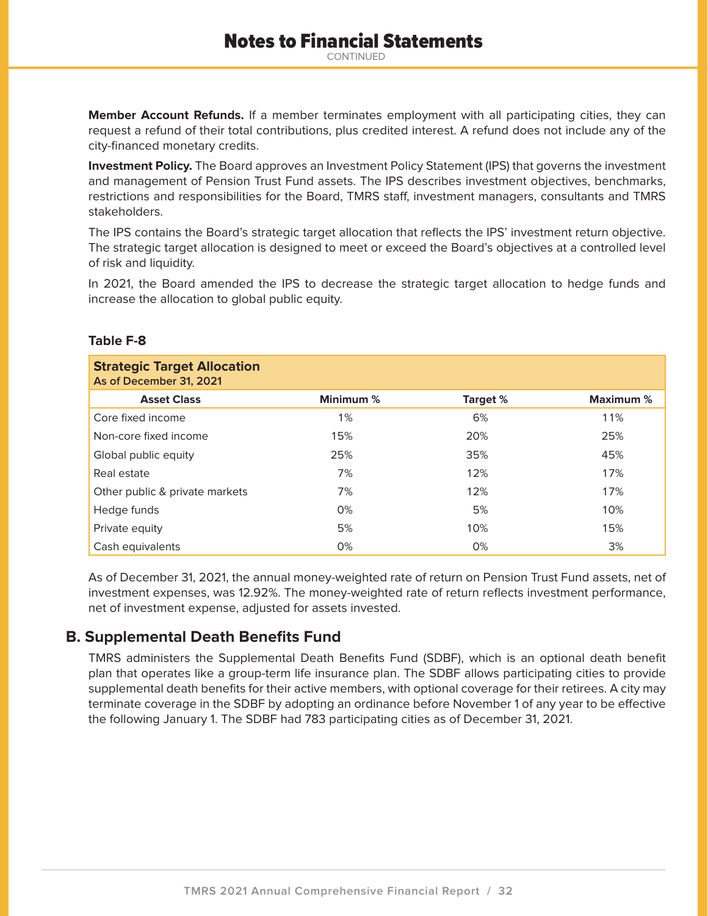**Member Account Refunds.** If a member terminates employment with all participating cities, they can request a refund of their total contributions, plus credited interest. A refund does not include any of the city-financed monetary credits.

**Investment Policy.** The Board approves an Investment Policy Statement (IPS) that governs the investment and management of Pension Trust Fund assets. The IPS describes investment objectives, benchmarks, restrictions and responsibilities for the Board, TMRS staff, investment managers, consultants and TMRS stakeholders.

The IPS contains the Board's strategic target allocation that reflects the IPS' investment return objective. The strategic target allocation is designed to meet or exceed the Board's objectives at a controlled level of risk and liquidity.

In 2021, the Board amended the IPS to decrease the strategic target allocation to hedge funds and increase the allocation to global public equity.

**Table F-8**

**Strategic Target Allocation**
**As of December 31, 2021**

| Asset Class | Minimum % | Target % | Maximum % |
|---|---|---|---|
| Core fixed income | 1% | 6% | 11% |
| Non-core fixed income | 15% | 20% | 25% |
| Global public equity | 25% | 35% | 45% |
| Real estate | 7% | 12% | 17% |
| Other public & private markets | 7% | 12% | 17% |
| Hedge funds | 0% | 5% | 10% |
| Private equity | 5% | 10% | 15% |
| Cash equivalents | 0% | 0% | 3% |

As of December 31, 2021, the annual money-weighted rate of return on Pension Trust Fund assets, net of investment expenses, was 12.92%. The money-weighted rate of return reflects investment performance, net of investment expense, adjusted for assets invested.

## B. Supplemental Death Benefits Fund

TMRS administers the Supplemental Death Benefits Fund (SDBF), which is an optional death benefit plan that operates like a group-term life insurance plan. The SDBF allows participating cities to provide supplemental death benefits for their active members, with optional coverage for their retirees. A city may terminate coverage in the SDBF by adopting an ordinance before November 1 of any year to be effective the following January 1. The SDBF had 783 participating cities as of December 31, 2021.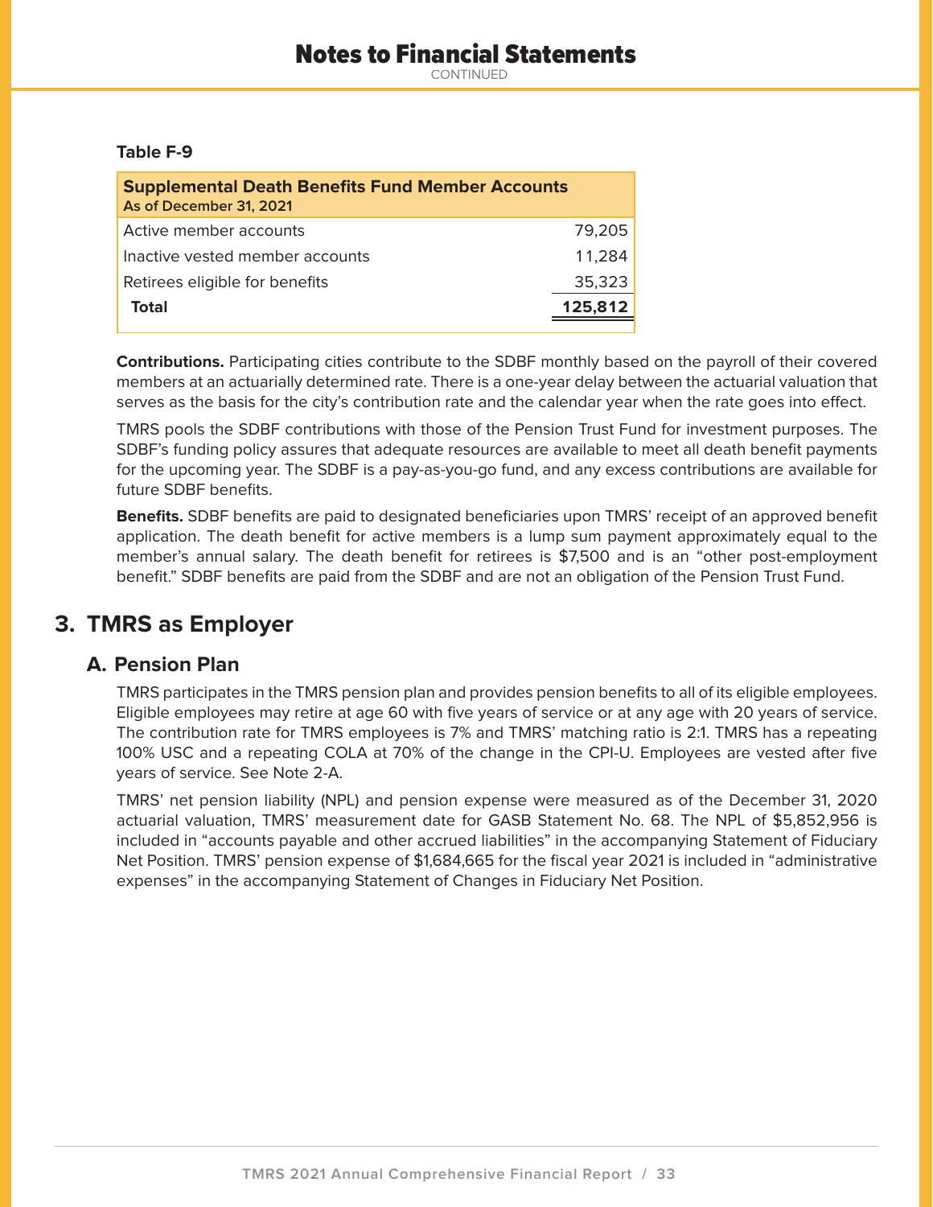**Table F-9**

| Supplemental Death Benefits Fund Member Accounts<br>As of December 31, 2021 | |
|---|---|
| Active member accounts | 79,205 |
| Inactive vested member accounts | 11,284 |
| Retirees eligible for benefits | 35,323 |
| **Total** | **125,812** |

**Contributions.** Participating cities contribute to the SDBF monthly based on the payroll of their covered members at an actuarially determined rate. There is a one-year delay between the actuarial valuation that serves as the basis for the city's contribution rate and the calendar year when the rate goes into effect.

TMRS pools the SDBF contributions with those of the Pension Trust Fund for investment purposes. The SDBF's funding policy assures that adequate resources are available to meet all death benefit payments for the upcoming year. The SDBF is a pay-as-you-go fund, and any excess contributions are available for future SDBF benefits.

**Benefits.** SDBF benefits are paid to designated beneficiaries upon TMRS' receipt of an approved benefit application. The death benefit for active members is a lump sum payment approximately equal to the member's annual salary. The death benefit for retirees is $7,500 and is an "other post-employment benefit." SDBF benefits are paid from the SDBF and are not an obligation of the Pension Trust Fund.

## 3. TMRS as Employer

### A. Pension Plan

TMRS participates in the TMRS pension plan and provides pension benefits to all of its eligible employees. Eligible employees may retire at age 60 with five years of service or at any age with 20 years of service. The contribution rate for TMRS employees is 7% and TMRS' matching ratio is 2:1. TMRS has a repeating 100% USC and a repeating COLA at 70% of the change in the CPI-U. Employees are vested after five years of service. See Note 2-A.

TMRS' net pension liability (NPL) and pension expense were measured as of the December 31, 2020 actuarial valuation, TMRS' measurement date for GASB Statement No. 68. The NPL of $5,852,956 is included in "accounts payable and other accrued liabilities" in the accompanying Statement of Fiduciary Net Position. TMRS' pension expense of $1,684,665 for the fiscal year 2021 is included in "administrative expenses" in the accompanying Statement of Changes in Fiduciary Net Position.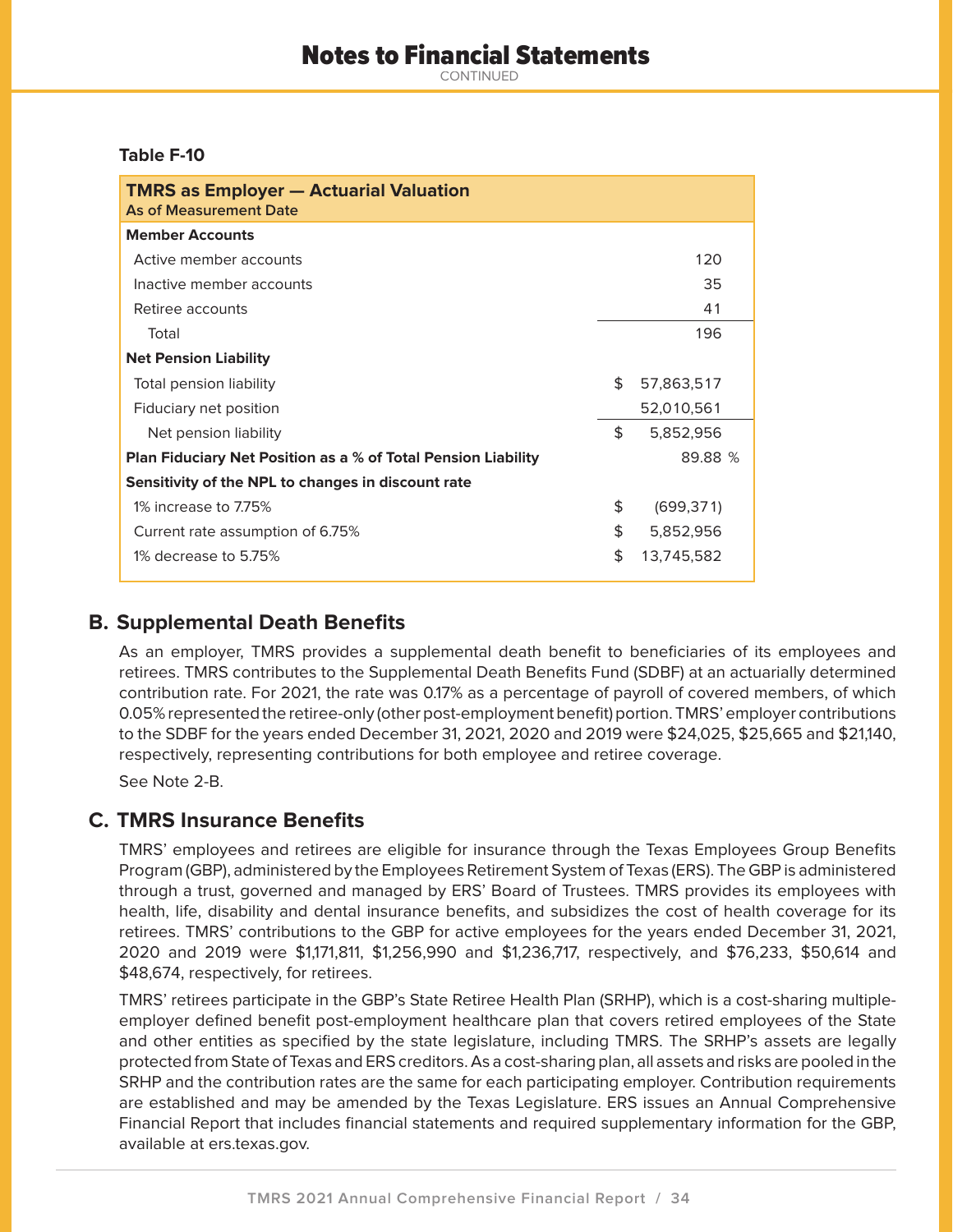**Table F-10**

| TMRS as Employer — Actuarial Valuation<br>As of Measurement Date | |
|---|---|
| **Member Accounts** | |
| Active member accounts | 120 |
| Inactive member accounts | 35 |
| Retiree accounts | 41 |
| Total | 196 |
| **Net Pension Liability** | |
| Total pension liability | $ 57,863,517 |
| Fiduciary net position | 52,010,561 |
| Net pension liability | $ 5,852,956 |
| **Plan Fiduciary Net Position as a % of Total Pension Liability** | 89.88 % |
| **Sensitivity of the NPL to changes in discount rate** | |
| 1% increase to 7.75% | $ (699,371) |
| Current rate assumption of 6.75% | $ 5,852,956 |
| 1% decrease to 5.75% | $ 13,745,582 |

## B. Supplemental Death Benefits

As an employer, TMRS provides a supplemental death benefit to beneficiaries of its employees and retirees. TMRS contributes to the Supplemental Death Benefits Fund (SDBF) at an actuarially determined contribution rate. For 2021, the rate was 0.17% as a percentage of payroll of covered members, of which 0.05% represented the retiree-only (other post-employment benefit) portion. TMRS' employer contributions to the SDBF for the years ended December 31, 2021, 2020 and 2019 were $24,025, $25,665 and $21,140, respectively, representing contributions for both employee and retiree coverage.

See Note 2-B.

## C. TMRS Insurance Benefits

TMRS' employees and retirees are eligible for insurance through the Texas Employees Group Benefits Program (GBP), administered by the Employees Retirement System of Texas (ERS). The GBP is administered through a trust, governed and managed by ERS' Board of Trustees. TMRS provides its employees with health, life, disability and dental insurance benefits, and subsidizes the cost of health coverage for its retirees. TMRS' contributions to the GBP for active employees for the years ended December 31, 2021, 2020 and 2019 were $1,171,811, $1,256,990 and $1,236,717, respectively, and $76,233, $50,614 and $48,674, respectively, for retirees.

TMRS' retirees participate in the GBP's State Retiree Health Plan (SRHP), which is a cost-sharing multiple-employer defined benefit post-employment healthcare plan that covers retired employees of the State and other entities as specified by the state legislature, including TMRS. The SRHP's assets are legally protected from State of Texas and ERS creditors. As a cost-sharing plan, all assets and risks are pooled in the SRHP and the contribution rates are the same for each participating employer. Contribution requirements are established and may be amended by the Texas Legislature. ERS issues an Annual Comprehensive Financial Report that includes financial statements and required supplementary information for the GBP, available at ers.texas.gov.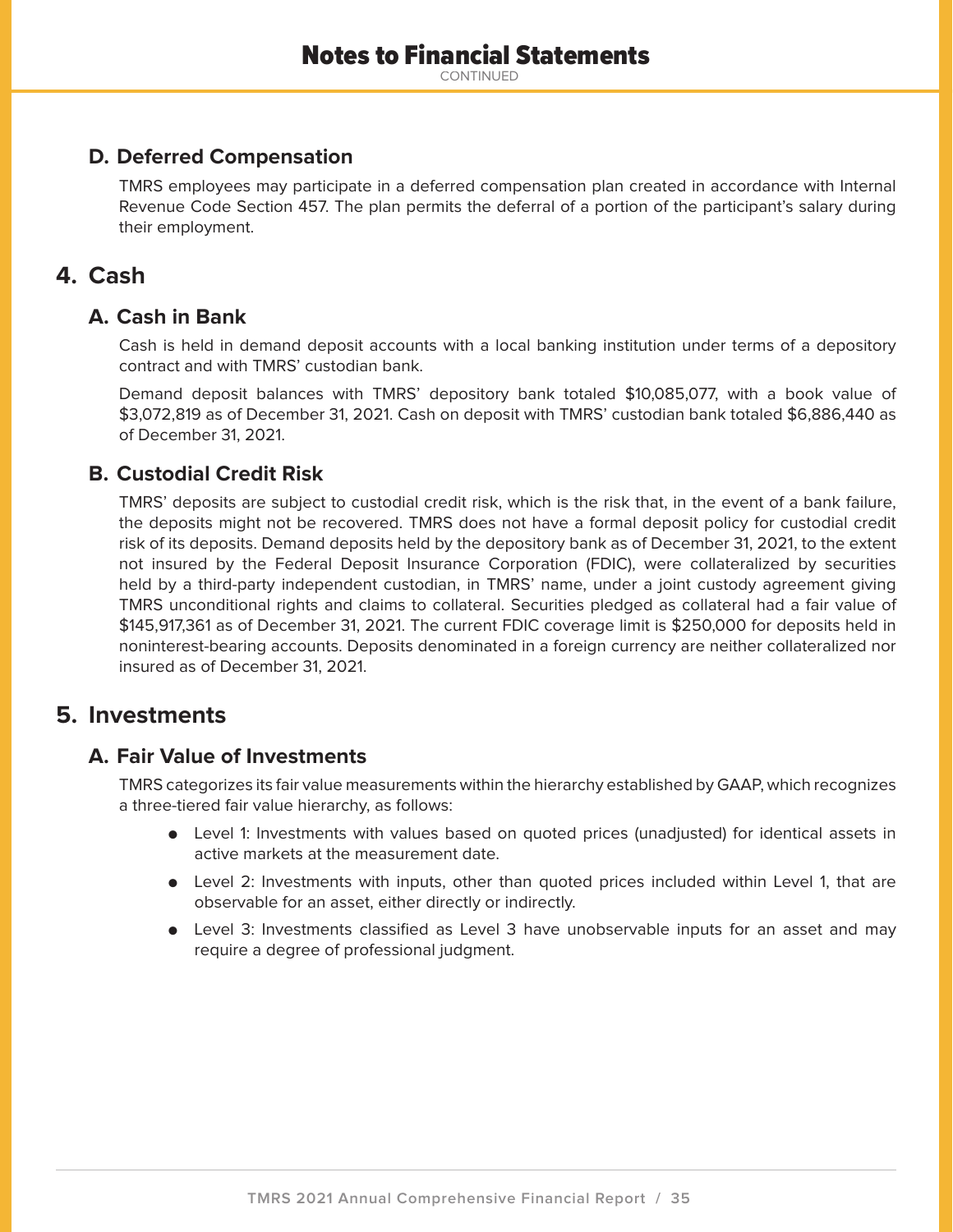### D. Deferred Compensation

TMRS employees may participate in a deferred compensation plan created in accordance with Internal Revenue Code Section 457. The plan permits the deferral of a portion of the participant's salary during their employment.

## 4. Cash

### A. Cash in Bank

Cash is held in demand deposit accounts with a local banking institution under terms of a depository contract and with TMRS' custodian bank.

Demand deposit balances with TMRS' depository bank totaled $10,085,077, with a book value of $3,072,819 as of December 31, 2021. Cash on deposit with TMRS' custodian bank totaled $6,886,440 as of December 31, 2021.

### B. Custodial Credit Risk

TMRS' deposits are subject to custodial credit risk, which is the risk that, in the event of a bank failure, the deposits might not be recovered. TMRS does not have a formal deposit policy for custodial credit risk of its deposits. Demand deposits held by the depository bank as of December 31, 2021, to the extent not insured by the Federal Deposit Insurance Corporation (FDIC), were collateralized by securities held by a third-party independent custodian, in TMRS' name, under a joint custody agreement giving TMRS unconditional rights and claims to collateral. Securities pledged as collateral had a fair value of $145,917,361 as of December 31, 2021. The current FDIC coverage limit is $250,000 for deposits held in noninterest-bearing accounts. Deposits denominated in a foreign currency are neither collateralized nor insured as of December 31, 2021.

## 5. Investments

### A. Fair Value of Investments

TMRS categorizes its fair value measurements within the hierarchy established by GAAP, which recognizes a three-tiered fair value hierarchy, as follows:

- Level 1: Investments with values based on quoted prices (unadjusted) for identical assets in active markets at the measurement date.
- Level 2: Investments with inputs, other than quoted prices included within Level 1, that are observable for an asset, either directly or indirectly.
- Level 3: Investments classified as Level 3 have unobservable inputs for an asset and may require a degree of professional judgment.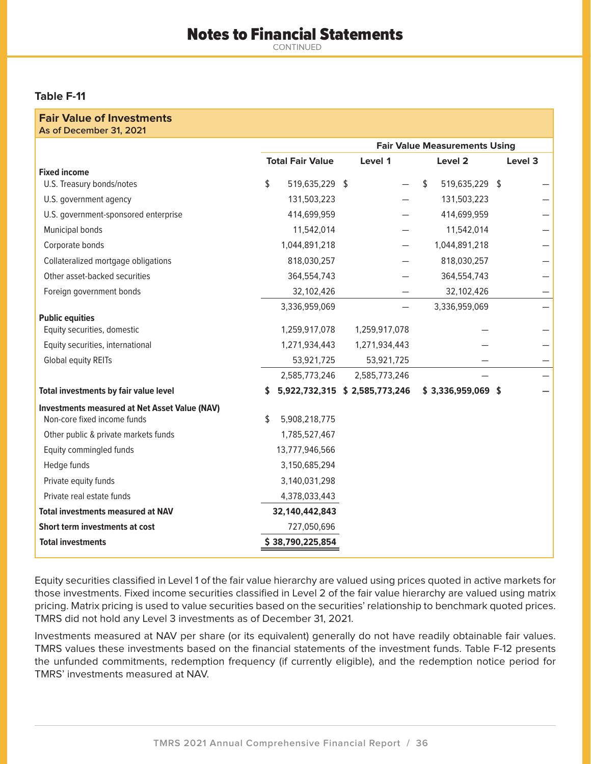# Notes to Financial Statements

CONTINUED

**Table F-11**

**Fair Value of Investments**
**As of December 31, 2021**

| | | Fair Value Measurements Using | | |
|---|---|---|---|---|
| | Total Fair Value | Level 1 | Level 2 | Level 3 |
| **Fixed income** | | | | |
| U.S. Treasury bonds/notes | $ 519,635,229 | $ — | $ 519,635,229 | $ — |
| U.S. government agency | 131,503,223 | — | 131,503,223 | — |
| U.S. government-sponsored enterprise | 414,699,959 | — | 414,699,959 | — |
| Municipal bonds | 11,542,014 | — | 11,542,014 | — |
| Corporate bonds | 1,044,891,218 | — | 1,044,891,218 | — |
| Collateralized mortgage obligations | 818,030,257 | — | 818,030,257 | — |
| Other asset-backed securities | 364,554,743 | — | 364,554,743 | — |
| Foreign government bonds | 32,102,426 | — | 32,102,426 | — |
| | 3,336,959,069 | — | 3,336,959,069 | — |
| **Public equities** | | | | |
| Equity securities, domestic | 1,259,917,078 | 1,259,917,078 | — | — |
| Equity securities, international | 1,271,934,443 | 1,271,934,443 | — | — |
| Global equity REITs | 53,921,725 | 53,921,725 | — | — |
| | 2,585,773,246 | 2,585,773,246 | — | — |
| **Total investments by fair value level** | **$ 5,922,732,315** | **$ 2,585,773,246** | **$ 3,336,959,069** | **$ —** |
| **Investments measured at Net Asset Value (NAV)** | | | | |
| Non-core fixed income funds | $ 5,908,218,775 | | | |
| Other public & private markets funds | 1,785,527,467 | | | |
| Equity commingled funds | 13,777,946,566 | | | |
| Hedge funds | 3,150,685,294 | | | |
| Private equity funds | 3,140,031,298 | | | |
| Private real estate funds | 4,378,033,443 | | | |
| **Total investments measured at NAV** | **32,140,442,843** | | | |
| **Short term investments at cost** | 727,050,696 | | | |
| **Total investments** | **$ 38,790,225,854** | | | |

Equity securities classified in Level 1 of the fair value hierarchy are valued using prices quoted in active markets for those investments. Fixed income securities classified in Level 2 of the fair value hierarchy are valued using matrix pricing. Matrix pricing is used to value securities based on the securities' relationship to benchmark quoted prices. TMRS did not hold any Level 3 investments as of December 31, 2021.

Investments measured at NAV per share (or its equivalent) generally do not have readily obtainable fair values. TMRS values these investments based on the financial statements of the investment funds. Table F-12 presents the unfunded commitments, redemption frequency (if currently eligible), and the redemption notice period for TMRS' investments measured at NAV.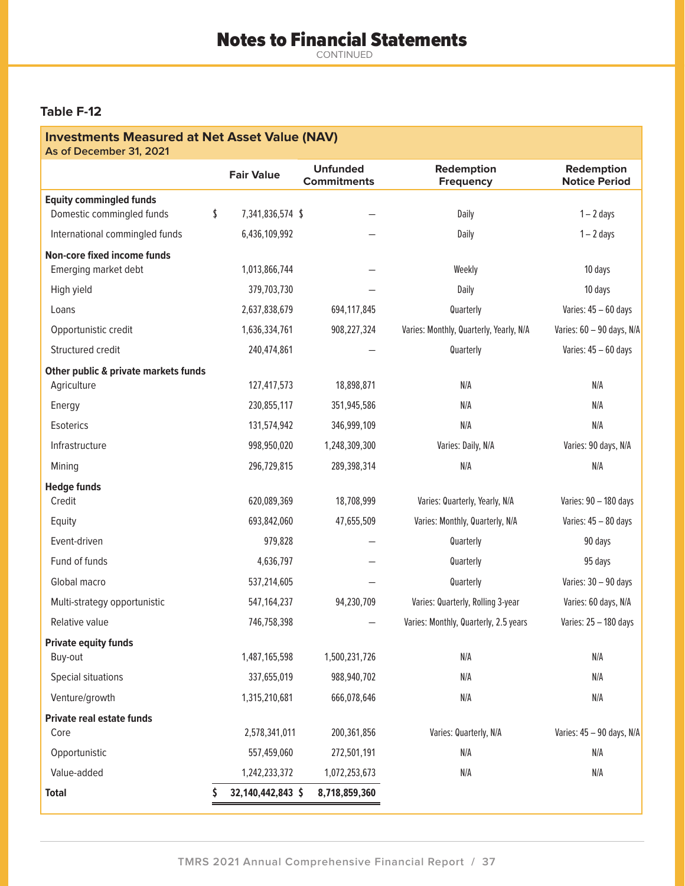# Notes to Financial Statements

CONTINUED

### Table F-12

**Investments Measured at Net Asset Value (NAV)**
**As of December 31, 2021**

| | Fair Value | Unfunded Commitments | Redemption Frequency | Redemption Notice Period |
|---|---|---|---|---|
| **Equity commingled funds** | | | | |
| Domestic commingled funds | $ 7,341,836,574 | $ — | Daily | 1 – 2 days |
| International commingled funds | 6,436,109,992 | — | Daily | 1 – 2 days |
| **Non-core fixed income funds** | | | | |
| Emerging market debt | 1,013,866,744 | — | Weekly | 10 days |
| High yield | 379,703,730 | — | Daily | 10 days |
| Loans | 2,637,838,679 | 694,117,845 | Quarterly | Varies: 45 – 60 days |
| Opportunistic credit | 1,636,334,761 | 908,227,324 | Varies: Monthly, Quarterly, Yearly, N/A | Varies: 60 – 90 days, N/A |
| Structured credit | 240,474,861 | — | Quarterly | Varies: 45 – 60 days |
| **Other public & private markets funds** | | | | |
| Agriculture | 127,417,573 | 18,898,871 | N/A | N/A |
| Energy | 230,855,117 | 351,945,586 | N/A | N/A |
| Esoterics | 131,574,942 | 346,999,109 | N/A | N/A |
| Infrastructure | 998,950,020 | 1,248,309,300 | Varies: Daily, N/A | Varies: 90 days, N/A |
| Mining | 296,729,815 | 289,398,314 | N/A | N/A |
| **Hedge funds** | | | | |
| Credit | 620,089,369 | 18,708,999 | Varies: Quarterly, Yearly, N/A | Varies: 90 – 180 days |
| Equity | 693,842,060 | 47,655,509 | Varies: Monthly, Quarterly, N/A | Varies: 45 – 80 days |
| Event-driven | 979,828 | — | Quarterly | 90 days |
| Fund of funds | 4,636,797 | — | Quarterly | 95 days |
| Global macro | 537,214,605 | — | Quarterly | Varies: 30 – 90 days |
| Multi-strategy opportunistic | 547,164,237 | 94,230,709 | Varies: Quarterly, Rolling 3-year | Varies: 60 days, N/A |
| Relative value | 746,758,398 | — | Varies: Monthly, Quarterly, 2.5 years | Varies: 25 – 180 days |
| **Private equity funds** | | | | |
| Buy-out | 1,487,165,598 | 1,500,231,726 | N/A | N/A |
| Special situations | 337,655,019 | 988,940,702 | N/A | N/A |
| Venture/growth | 1,315,210,681 | 666,078,646 | N/A | N/A |
| **Private real estate funds** | | | | |
| Core | 2,578,341,011 | 200,361,856 | Varies: Quarterly, N/A | Varies: 45 – 90 days, N/A |
| Opportunistic | 557,459,060 | 272,501,191 | N/A | N/A |
| Value-added | 1,242,233,372 | 1,072,253,673 | N/A | N/A |
| **Total** | **$ 32,140,442,843** | **$ 8,718,859,360** | | |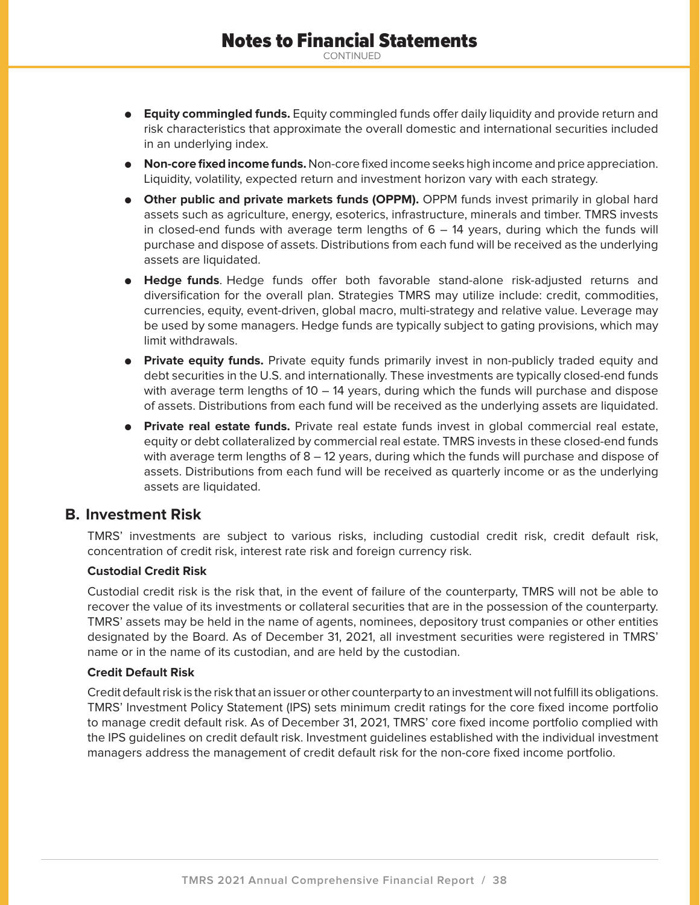- **Equity commingled funds.** Equity commingled funds offer daily liquidity and provide return and risk characteristics that approximate the overall domestic and international securities included in an underlying index.
- **Non-core fixed income funds.** Non-core fixed income seeks high income and price appreciation. Liquidity, volatility, expected return and investment horizon vary with each strategy.
- **Other public and private markets funds (OPPM).** OPPM funds invest primarily in global hard assets such as agriculture, energy, esoterics, infrastructure, minerals and timber. TMRS invests in closed-end funds with average term lengths of 6 – 14 years, during which the funds will purchase and dispose of assets. Distributions from each fund will be received as the underlying assets are liquidated.
- **Hedge funds**. Hedge funds offer both favorable stand-alone risk-adjusted returns and diversification for the overall plan. Strategies TMRS may utilize include: credit, commodities, currencies, equity, event-driven, global macro, multi-strategy and relative value. Leverage may be used by some managers. Hedge funds are typically subject to gating provisions, which may limit withdrawals.
- **Private equity funds.** Private equity funds primarily invest in non-publicly traded equity and debt securities in the U.S. and internationally. These investments are typically closed-end funds with average term lengths of 10 – 14 years, during which the funds will purchase and dispose of assets. Distributions from each fund will be received as the underlying assets are liquidated.
- **Private real estate funds.** Private real estate funds invest in global commercial real estate, equity or debt collateralized by commercial real estate. TMRS invests in these closed-end funds with average term lengths of 8 – 12 years, during which the funds will purchase and dispose of assets. Distributions from each fund will be received as quarterly income or as the underlying assets are liquidated.

## B. Investment Risk

TMRS' investments are subject to various risks, including custodial credit risk, credit default risk, concentration of credit risk, interest rate risk and foreign currency risk.

**Custodial Credit Risk**

Custodial credit risk is the risk that, in the event of failure of the counterparty, TMRS will not be able to recover the value of its investments or collateral securities that are in the possession of the counterparty. TMRS' assets may be held in the name of agents, nominees, depository trust companies or other entities designated by the Board. As of December 31, 2021, all investment securities were registered in TMRS' name or in the name of its custodian, and are held by the custodian.

**Credit Default Risk**

Credit default risk is the risk that an issuer or other counterparty to an investment will not fulfill its obligations. TMRS' Investment Policy Statement (IPS) sets minimum credit ratings for the core fixed income portfolio to manage credit default risk. As of December 31, 2021, TMRS' core fixed income portfolio complied with the IPS guidelines on credit default risk. Investment guidelines established with the individual investment managers address the management of credit default risk for the non-core fixed income portfolio.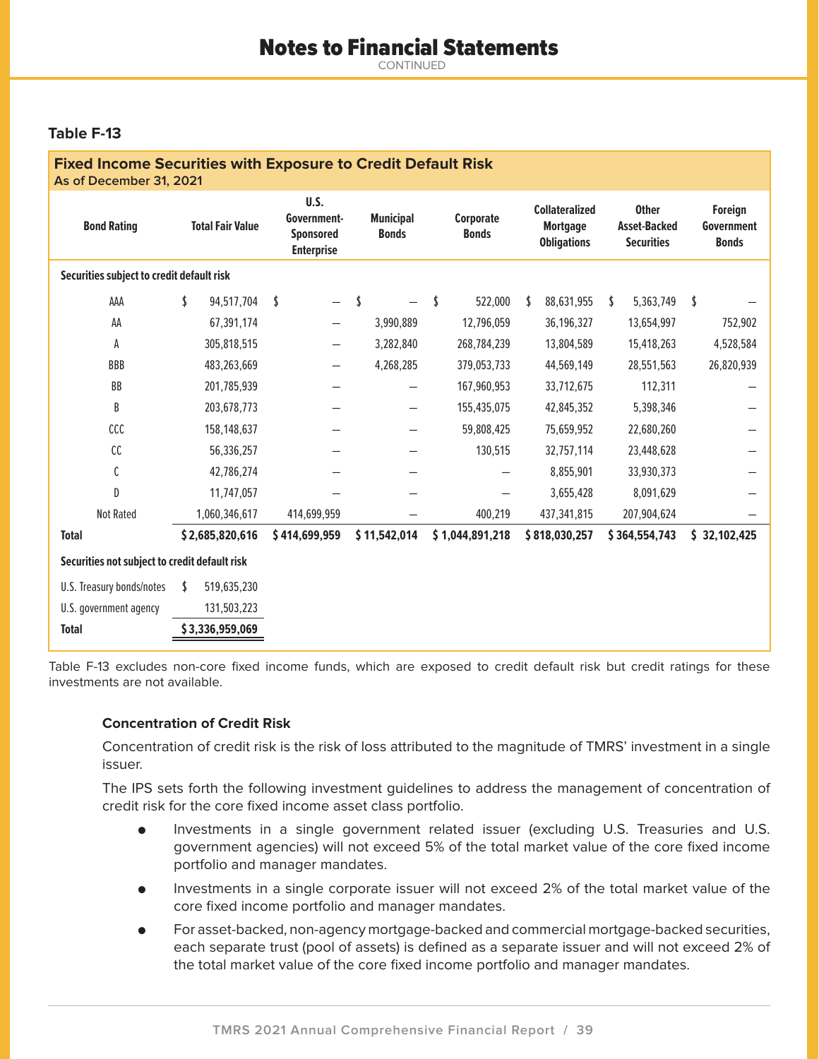# Notes to Financial Statements

CONTINUED

### Table F-13

**Fixed Income Securities with Exposure to Credit Default Risk**
**As of December 31, 2021**

| Bond Rating | Total Fair Value | U.S. Government-Sponsored Enterprise | Municipal Bonds | Corporate Bonds | Collateralized Mortgage Obligations | Other Asset-Backed Securities | Foreign Government Bonds |
|---|---|---|---|---|---|---|---|
| **Securities subject to credit default risk** | | | | | | | |
| AAA | $ 94,517,704 | $ — | $ — | $ 522,000 | $ 88,631,955 | $ 5,363,749 | $ — |
| AA | 67,391,174 | — | 3,990,889 | 12,796,059 | 36,196,327 | 13,654,997 | 752,902 |
| A | 305,818,515 | — | 3,282,840 | 268,784,239 | 13,804,589 | 15,418,263 | 4,528,584 |
| BBB | 483,263,669 | — | 4,268,285 | 379,053,733 | 44,569,149 | 28,551,563 | 26,820,939 |
| BB | 201,785,939 | — | — | 167,960,953 | 33,712,675 | 112,311 | — |
| B | 203,678,773 | — | — | 155,435,075 | 42,845,352 | 5,398,346 | — |
| CCC | 158,148,637 | — | — | 59,808,425 | 75,659,952 | 22,680,260 | — |
| CC | 56,336,257 | — | — | 130,515 | 32,757,114 | 23,448,628 | — |
| C | 42,786,274 | — | — | — | 8,855,901 | 33,930,373 | — |
| D | 11,747,057 | — | — | — | 3,655,428 | 8,091,629 | — |
| Not Rated | 1,060,346,617 | 414,699,959 | — | 400,219 | 437,341,815 | 207,904,624 | — |
| **Total** | **$ 2,685,820,616** | **$ 414,699,959** | **$ 11,542,014** | **$ 1,044,891,218** | **$ 818,030,257** | **$ 364,554,743** | **$ 32,102,425** |
| **Securities not subject to credit default risk** | | | | | | | |
| U.S. Treasury bonds/notes | $ 519,635,230 | | | | | | |
| U.S. government agency | 131,503,223 | | | | | | |
| **Total** | **$ 3,336,959,069** | | | | | | |

Table F-13 excludes non-core fixed income funds, which are exposed to credit default risk but credit ratings for these investments are not available.

#### Concentration of Credit Risk

Concentration of credit risk is the risk of loss attributed to the magnitude of TMRS' investment in a single issuer.

The IPS sets forth the following investment guidelines to address the management of concentration of credit risk for the core fixed income asset class portfolio.

- Investments in a single government related issuer (excluding U.S. Treasuries and U.S. government agencies) will not exceed 5% of the total market value of the core fixed income portfolio and manager mandates.
- Investments in a single corporate issuer will not exceed 2% of the total market value of the core fixed income portfolio and manager mandates.
- For asset-backed, non-agency mortgage-backed and commercial mortgage-backed securities, each separate trust (pool of assets) is defined as a separate issuer and will not exceed 2% of the total market value of the core fixed income portfolio and manager mandates.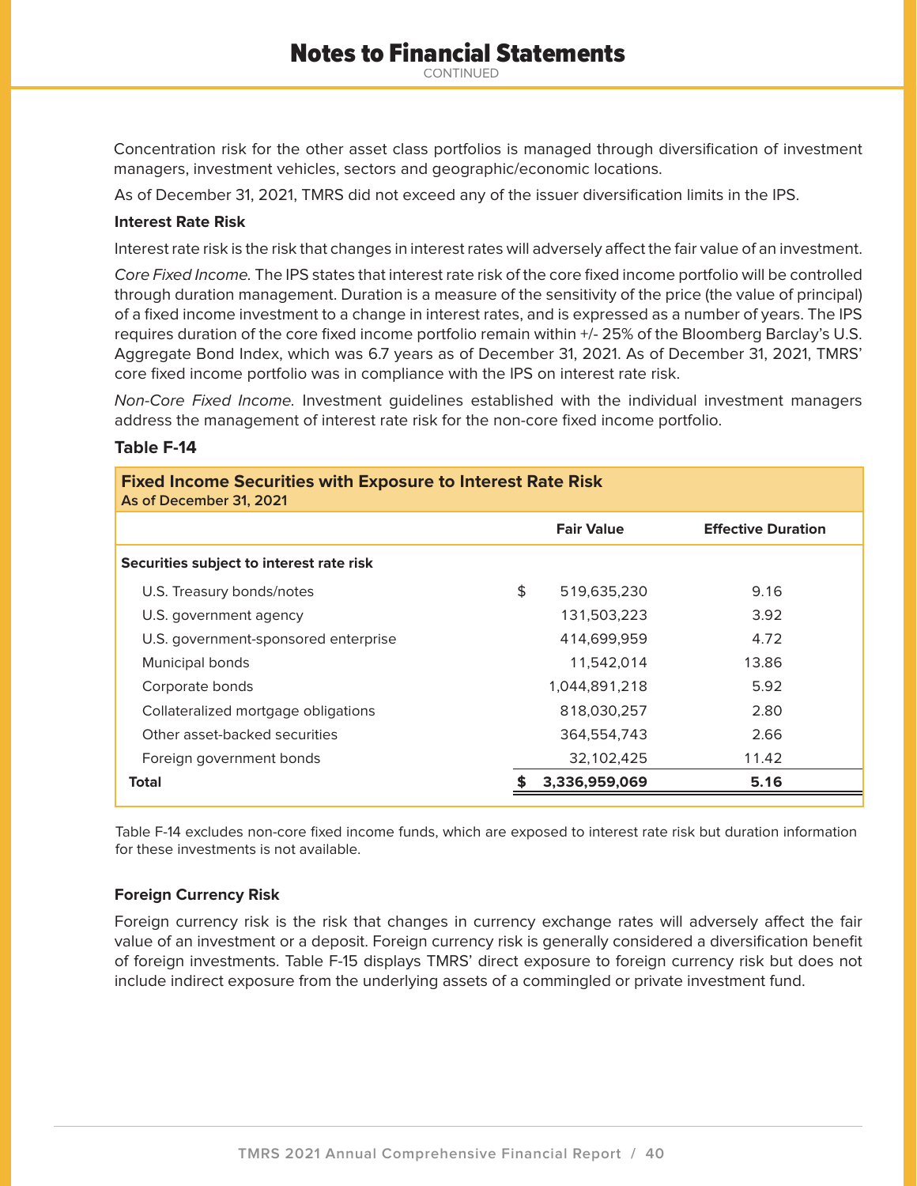Concentration risk for the other asset class portfolios is managed through diversification of investment managers, investment vehicles, sectors and geographic/economic locations.

As of December 31, 2021, TMRS did not exceed any of the issuer diversification limits in the IPS.

**Interest Rate Risk**

Interest rate risk is the risk that changes in interest rates will adversely affect the fair value of an investment.

*Core Fixed Income.* The IPS states that interest rate risk of the core fixed income portfolio will be controlled through duration management. Duration is a measure of the sensitivity of the price (the value of principal) of a fixed income investment to a change in interest rates, and is expressed as a number of years. The IPS requires duration of the core fixed income portfolio remain within +/- 25% of the Bloomberg Barclay's U.S. Aggregate Bond Index, which was 6.7 years as of December 31, 2021. As of December 31, 2021, TMRS' core fixed income portfolio was in compliance with the IPS on interest rate risk.

*Non-Core Fixed Income.* Investment guidelines established with the individual investment managers address the management of interest rate risk for the non-core fixed income portfolio.

**Table F-14**

**Fixed Income Securities with Exposure to Interest Rate Risk**
**As of December 31, 2021**

| | Fair Value | Effective Duration |
|---|---|---|
| **Securities subject to interest rate risk** | | |
| U.S. Treasury bonds/notes | $ 519,635,230 | 9.16 |
| U.S. government agency | 131,503,223 | 3.92 |
| U.S. government-sponsored enterprise | 414,699,959 | 4.72 |
| Municipal bonds | 11,542,014 | 13.86 |
| Corporate bonds | 1,044,891,218 | 5.92 |
| Collateralized mortgage obligations | 818,030,257 | 2.80 |
| Other asset-backed securities | 364,554,743 | 2.66 |
| Foreign government bonds | 32,102,425 | 11.42 |
| **Total** | **$ 3,336,959,069** | **5.16** |

Table F-14 excludes non-core fixed income funds, which are exposed to interest rate risk but duration information for these investments is not available.

**Foreign Currency Risk**

Foreign currency risk is the risk that changes in currency exchange rates will adversely affect the fair value of an investment or a deposit. Foreign currency risk is generally considered a diversification benefit of foreign investments. Table F-15 displays TMRS' direct exposure to foreign currency risk but does not include indirect exposure from the underlying assets of a commingled or private investment fund.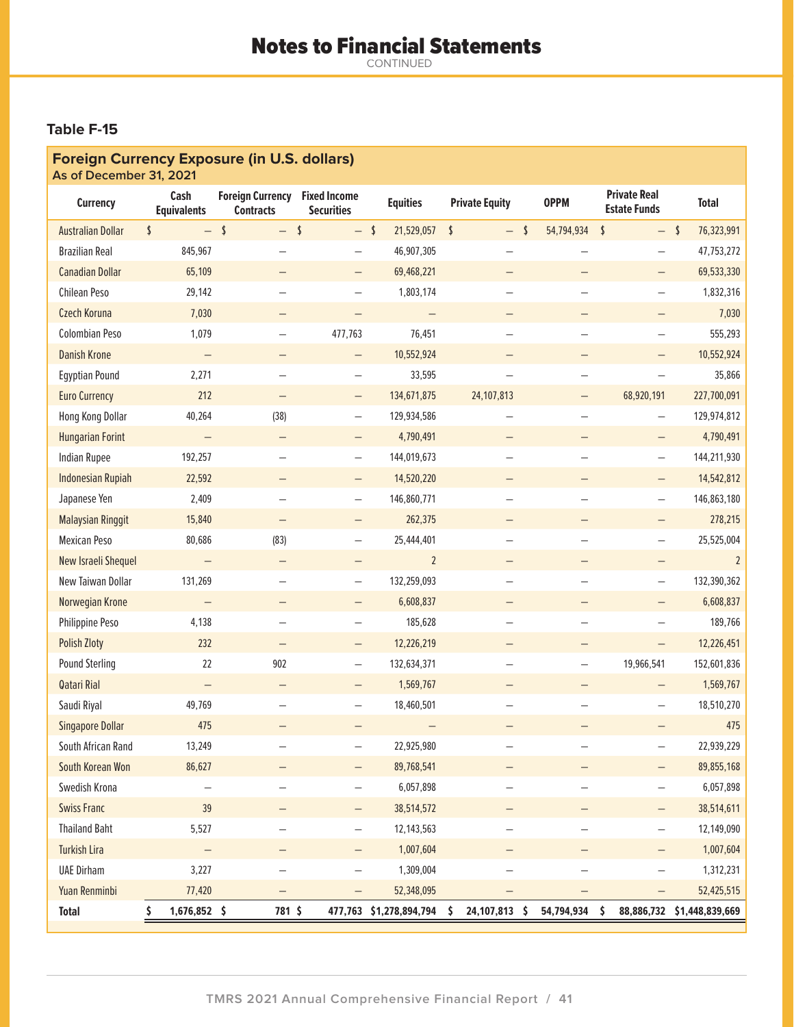# Notes to Financial Statements

CONTINUED

### Table F-15

**Foreign Currency Exposure (in U.S. dollars)**
**As of December 31, 2021**

| Currency | Cash Equivalents | Foreign Currency Contracts | Fixed Income Securities | Equities | Private Equity | OPPM | Private Real Estate Funds | Total |
|---|---|---|---|---|---|---|---|---|
| Australian Dollar | $ — | $ — | $ — | $ 21,529,057 | $ — | $ 54,794,934 | $ — | $ 76,323,991 |
| Brazilian Real | 845,967 | — | — | 46,907,305 | — | — | — | 47,753,272 |
| Canadian Dollar | 65,109 | — | — | 69,468,221 | — | — | — | 69,533,330 |
| Chilean Peso | 29,142 | — | — | 1,803,174 | — | — | — | 1,832,316 |
| Czech Koruna | 7,030 | — | — | — | — | — | — | 7,030 |
| Colombian Peso | 1,079 | — | 477,763 | 76,451 | — | — | — | 555,293 |
| Danish Krone | — | — | — | 10,552,924 | — | — | — | 10,552,924 |
| Egyptian Pound | 2,271 | — | — | 33,595 | — | — | — | 35,866 |
| Euro Currency | 212 | — | — | 134,671,875 | 24,107,813 | — | 68,920,191 | 227,700,091 |
| Hong Kong Dollar | 40,264 | (38) | — | 129,934,586 | — | — | — | 129,974,812 |
| Hungarian Forint | — | — | — | 4,790,491 | — | — | — | 4,790,491 |
| Indian Rupee | 192,257 | — | — | 144,019,673 | — | — | — | 144,211,930 |
| Indonesian Rupiah | 22,592 | — | — | 14,520,220 | — | — | — | 14,542,812 |
| Japanese Yen | 2,409 | — | — | 146,860,771 | — | — | — | 146,863,180 |
| Malaysian Ringgit | 15,840 | — | — | 262,375 | — | — | — | 278,215 |
| Mexican Peso | 80,686 | (83) | — | 25,444,401 | — | — | — | 25,525,004 |
| New Israeli Shequel | — | — | — | 2 | — | — | — | 2 |
| New Taiwan Dollar | 131,269 | — | — | 132,259,093 | — | — | — | 132,390,362 |
| Norwegian Krone | — | — | — | 6,608,837 | — | — | — | 6,608,837 |
| Philippine Peso | 4,138 | — | — | 185,628 | — | — | — | 189,766 |
| Polish Zloty | 232 | — | — | 12,226,219 | — | — | — | 12,226,451 |
| Pound Sterling | 22 | 902 | — | 132,634,371 | — | — | 19,966,541 | 152,601,836 |
| Qatari Rial | — | — | — | 1,569,767 | — | — | — | 1,569,767 |
| Saudi Riyal | 49,769 | — | — | 18,460,501 | — | — | — | 18,510,270 |
| Singapore Dollar | 475 | — | — | — | — | — | — | 475 |
| South African Rand | 13,249 | — | — | 22,925,980 | — | — | — | 22,939,229 |
| South Korean Won | 86,627 | — | — | 89,768,541 | — | — | — | 89,855,168 |
| Swedish Krona | — | — | — | 6,057,898 | — | — | — | 6,057,898 |
| Swiss Franc | 39 | — | — | 38,514,572 | — | — | — | 38,514,611 |
| Thailand Baht | 5,527 | — | — | 12,143,563 | — | — | — | 12,149,090 |
| Turkish Lira | — | — | — | 1,007,604 | — | — | — | 1,007,604 |
| UAE Dirham | 3,227 | — | — | 1,309,004 | — | — | — | 1,312,231 |
| Yuan Renminbi | 77,420 | — | — | 52,348,095 | — | — | — | 52,425,515 |
| **Total** | **$ 1,676,852** | **$ 781** | **$ 477,763** | **$1,278,894,794** | **$ 24,107,813** | **$ 54,794,934** | **$ 88,886,732** | **$1,448,839,669** |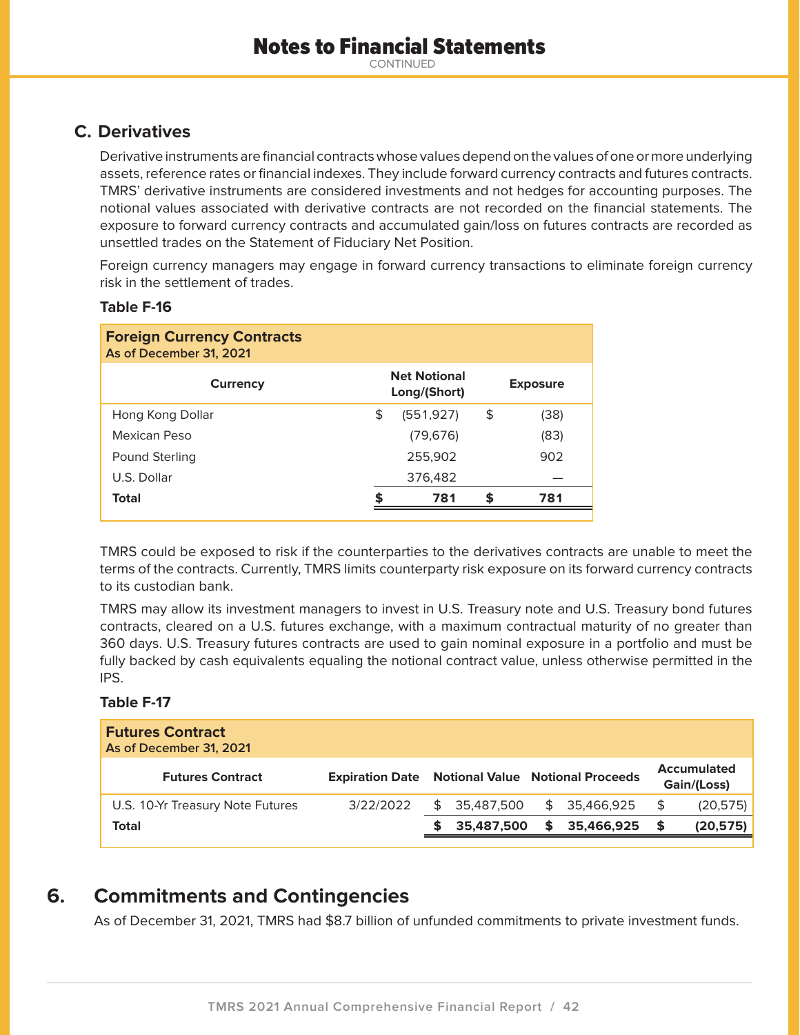## C. Derivatives

Derivative instruments are financial contracts whose values depend on the values of one or more underlying assets, reference rates or financial indexes. They include forward currency contracts and futures contracts. TMRS' derivative instruments are considered investments and not hedges for accounting purposes. The notional values associated with derivative contracts are not recorded on the financial statements. The exposure to forward currency contracts and accumulated gain/loss on futures contracts are recorded as unsettled trades on the Statement of Fiduciary Net Position.

Foreign currency managers may engage in forward currency transactions to eliminate foreign currency risk in the settlement of trades.

**Table F-16**

**Foreign Currency Contracts**
**As of December 31, 2021**

| Currency | Net Notional Long/(Short) | Exposure |
|---|---|---|
| Hong Kong Dollar | $ (551,927) | $ (38) |
| Mexican Peso | (79,676) | (83) |
| Pound Sterling | 255,902 | 902 |
| U.S. Dollar | 376,482 | — |
| **Total** | **$ 781** | **$ 781** |

TMRS could be exposed to risk if the counterparties to the derivatives contracts are unable to meet the terms of the contracts. Currently, TMRS limits counterparty risk exposure on its forward currency contracts to its custodian bank.

TMRS may allow its investment managers to invest in U.S. Treasury note and U.S. Treasury bond futures contracts, cleared on a U.S. futures exchange, with a maximum contractual maturity of no greater than 360 days. U.S. Treasury futures contracts are used to gain nominal exposure in a portfolio and must be fully backed by cash equivalents equaling the notional contract value, unless otherwise permitted in the IPS.

**Table F-17**

**Futures Contract**
**As of December 31, 2021**

| Futures Contract | Expiration Date | Notional Value | Notional Proceeds | Accumulated Gain/(Loss) |
|---|---|---|---|---|
| U.S. 10-Yr Treasury Note Futures | 3/22/2022 | $ 35,487,500 | $ 35,466,925 | $ (20,575) |
| **Total** | | **$ 35,487,500** | **$ 35,466,925** | **$ (20,575)** |

# 6. Commitments and Contingencies

As of December 31, 2021, TMRS had $8.7 billion of unfunded commitments to private investment funds.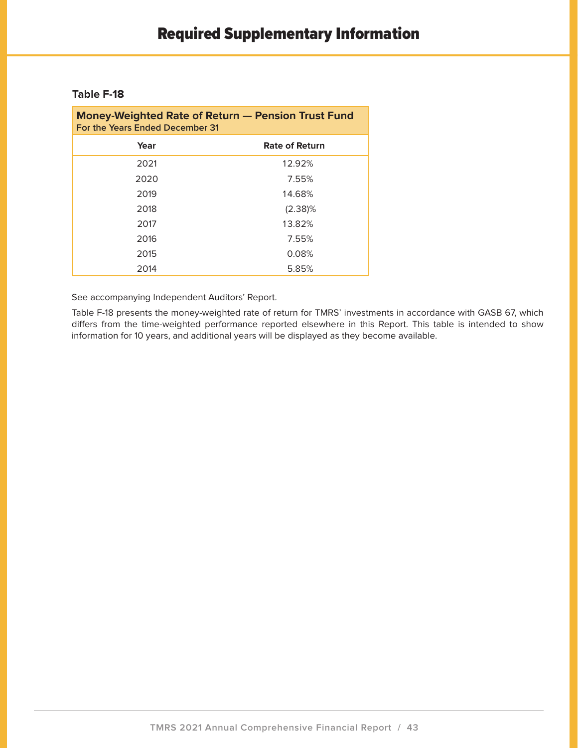# Required Supplementary Information

**Table F-18**

**Money-Weighted Rate of Return — Pension Trust Fund**
**For the Years Ended December 31**

| Year | Rate of Return |
|---|---|
| 2021 | 12.92% |
| 2020 | 7.55% |
| 2019 | 14.68% |
| 2018 | (2.38)% |
| 2017 | 13.82% |
| 2016 | 7.55% |
| 2015 | 0.08% |
| 2014 | 5.85% |

See accompanying Independent Auditors' Report.

Table F-18 presents the money-weighted rate of return for TMRS' investments in accordance with GASB 67, which differs from the time-weighted performance reported elsewhere in this Report. This table is intended to show information for 10 years, and additional years will be displayed as they become available.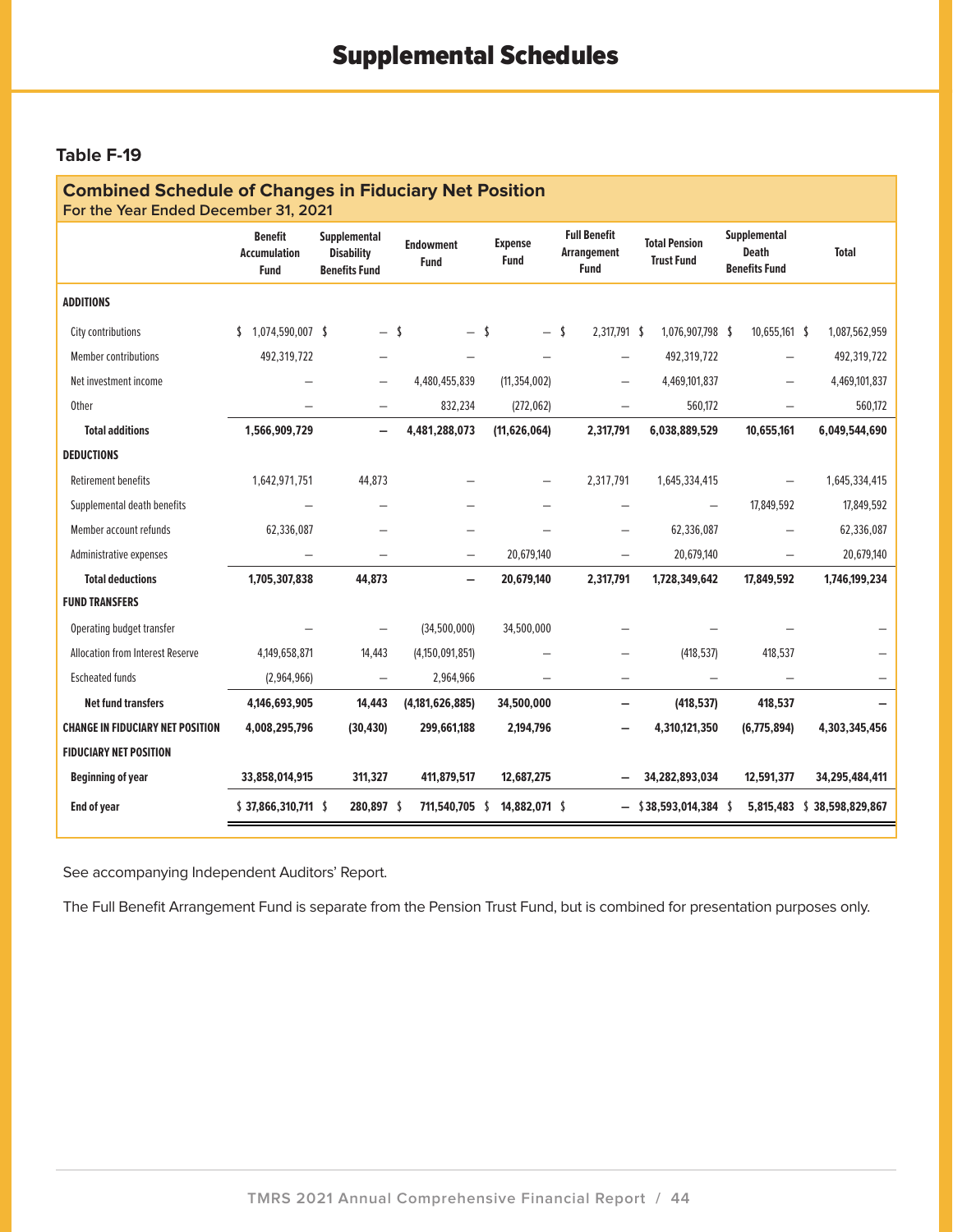# Supplemental Schedules

### Table F-19

## Combined Schedule of Changes in Fiduciary Net Position

For the Year Ended December 31, 2021

| | Benefit Accumulation Fund | Supplemental Disability Benefits Fund | Endowment Fund | Expense Fund | Full Benefit Arrangement Fund | Total Pension Trust Fund | Supplemental Death Benefits Fund | Total |
|---|---|---|---|---|---|---|---|---|
| **ADDITIONS** | | | | | | | | |
| City contributions | $ 1,074,590,007 | $ — | $ — | $ — | $ 2,317,791 | $ 1,076,907,798 | $ 10,655,161 | $ 1,087,562,959 |
| Member contributions | 492,319,722 | — | — | — | — | 492,319,722 | — | 492,319,722 |
| Net investment income | — | — | 4,480,455,839 | (11,354,002) | — | 4,469,101,837 | — | 4,469,101,837 |
| Other | — | — | 832,234 | (272,062) | — | 560,172 | — | 560,172 |
| **Total additions** | **1,566,909,729** | **—** | **4,481,288,073** | **(11,626,064)** | **2,317,791** | **6,038,889,529** | **10,655,161** | **6,049,544,690** |
| **DEDUCTIONS** | | | | | | | | |
| Retirement benefits | 1,642,971,751 | 44,873 | — | — | 2,317,791 | 1,645,334,415 | — | 1,645,334,415 |
| Supplemental death benefits | — | — | — | — | — | — | 17,849,592 | 17,849,592 |
| Member account refunds | 62,336,087 | — | — | — | — | 62,336,087 | — | 62,336,087 |
| Administrative expenses | — | — | — | 20,679,140 | — | 20,679,140 | — | 20,679,140 |
| **Total deductions** | **1,705,307,838** | **44,873** | **—** | **20,679,140** | **2,317,791** | **1,728,349,642** | **17,849,592** | **1,746,199,234** |
| **FUND TRANSFERS** | | | | | | | | |
| Operating budget transfer | — | — | (34,500,000) | 34,500,000 | — | — | — | — |
| Allocation from Interest Reserve | 4,149,658,871 | 14,443 | (4,150,091,851) | — | — | (418,537) | 418,537 | — |
| Escheated funds | (2,964,966) | — | 2,964,966 | — | — | — | — | — |
| **Net fund transfers** | **4,146,693,905** | **14,443** | **(4,181,626,885)** | **34,500,000** | **—** | **(418,537)** | **418,537** | **—** |
| **CHANGE IN FIDUCIARY NET POSITION** | **4,008,295,796** | **(30,430)** | **299,661,188** | **2,194,796** | **—** | **4,310,121,350** | **(6,775,894)** | **4,303,345,456** |
| **FIDUCIARY NET POSITION** | | | | | | | | |
| **Beginning of year** | **33,858,014,915** | **311,327** | **411,879,517** | **12,687,275** | **—** | **34,282,893,034** | **12,591,377** | **34,295,484,411** |
| **End of year** | **$ 37,866,310,711** | **$ 280,897** | **$ 711,540,705** | **$ 14,882,071** | **$ —** | **$ 38,593,014,384** | **$ 5,815,483** | **$ 38,598,829,867** |

See accompanying Independent Auditors' Report.

The Full Benefit Arrangement Fund is separate from the Pension Trust Fund, but is combined for presentation purposes only.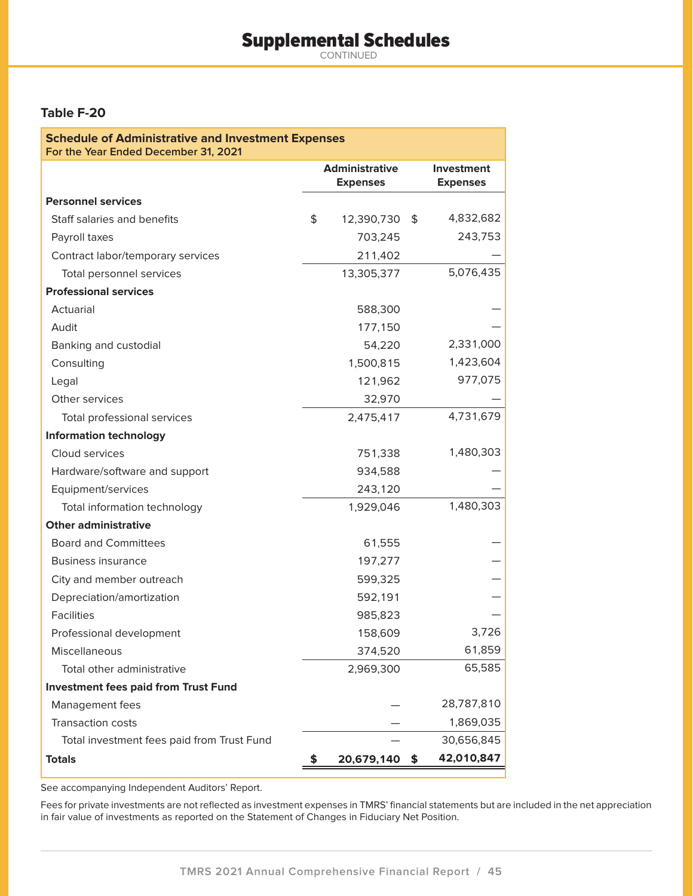# Supplemental Schedules

CONTINUED

### Table F-20

**Schedule of Administrative and Investment Expenses**
**For the Year Ended December 31, 2021**

| | Administrative Expenses | Investment Expenses |
|---|---|---|
| **Personnel services** | | |
| Staff salaries and benefits | $ 12,390,730 | $ 4,832,682 |
| Payroll taxes | 703,245 | 243,753 |
| Contract labor/temporary services | 211,402 | — |
| Total personnel services | 13,305,377 | 5,076,435 |
| **Professional services** | | |
| Actuarial | 588,300 | — |
| Audit | 177,150 | — |
| Banking and custodial | 54,220 | 2,331,000 |
| Consulting | 1,500,815 | 1,423,604 |
| Legal | 121,962 | 977,075 |
| Other services | 32,970 | — |
| Total professional services | 2,475,417 | 4,731,679 |
| **Information technology** | | |
| Cloud services | 751,338 | 1,480,303 |
| Hardware/software and support | 934,588 | — |
| Equipment/services | 243,120 | — |
| Total information technology | 1,929,046 | 1,480,303 |
| **Other administrative** | | |
| Board and Committees | 61,555 | — |
| Business insurance | 197,277 | — |
| City and member outreach | 599,325 | — |
| Depreciation/amortization | 592,191 | — |
| Facilities | 985,823 | — |
| Professional development | 158,609 | 3,726 |
| Miscellaneous | 374,520 | 61,859 |
| Total other administrative | 2,969,300 | 65,585 |
| **Investment fees paid from Trust Fund** | | |
| Management fees | — | 28,787,810 |
| Transaction costs | — | 1,869,035 |
| Total investment fees paid from Trust Fund | — | 30,656,845 |
| **Totals** | **$ 20,679,140** | **$ 42,010,847** |

See accompanying Independent Auditors' Report.

Fees for private investments are not reflected as investment expenses in TMRS' financial statements but are included in the net appreciation in fair value of investments as reported on the Statement of Changes in Fiduciary Net Position.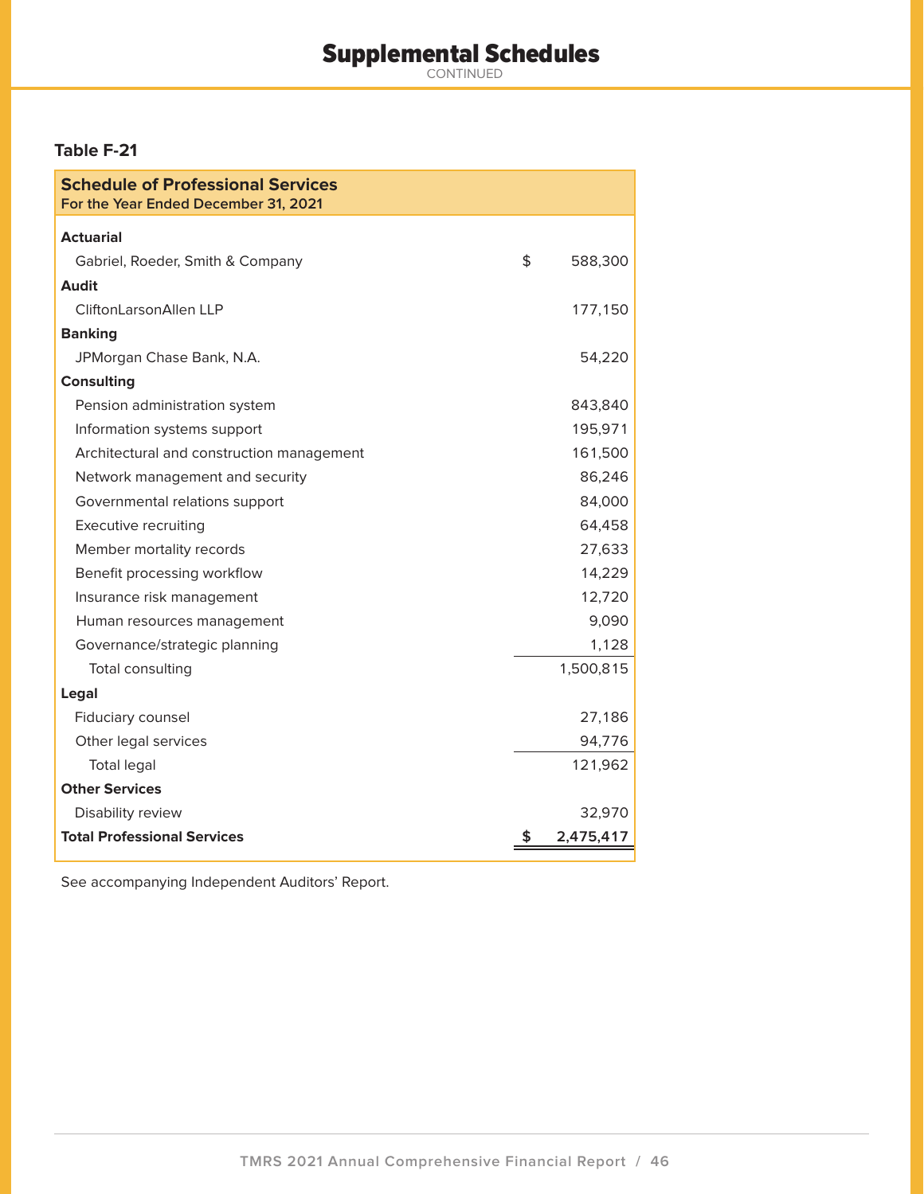# Supplemental Schedules

CONTINUED

### Table F-21

**Schedule of Professional Services**
**For the Year Ended December 31, 2021**

| | |
|---|---|
| **Actuarial** | |
| Gabriel, Roeder, Smith & Company | $ 588,300 |
| **Audit** | |
| CliftonLarsonAllen LLP | 177,150 |
| **Banking** | |
| JPMorgan Chase Bank, N.A. | 54,220 |
| **Consulting** | |
| Pension administration system | 843,840 |
| Information systems support | 195,971 |
| Architectural and construction management | 161,500 |
| Network management and security | 86,246 |
| Governmental relations support | 84,000 |
| Executive recruiting | 64,458 |
| Member mortality records | 27,633 |
| Benefit processing workflow | 14,229 |
| Insurance risk management | 12,720 |
| Human resources management | 9,090 |
| Governance/strategic planning | 1,128 |
| Total consulting | 1,500,815 |
| **Legal** | |
| Fiduciary counsel | 27,186 |
| Other legal services | 94,776 |
| Total legal | 121,962 |
| **Other Services** | |
| Disability review | 32,970 |
| **Total Professional Services** | **$ 2,475,417** |

See accompanying Independent Auditors' Report.